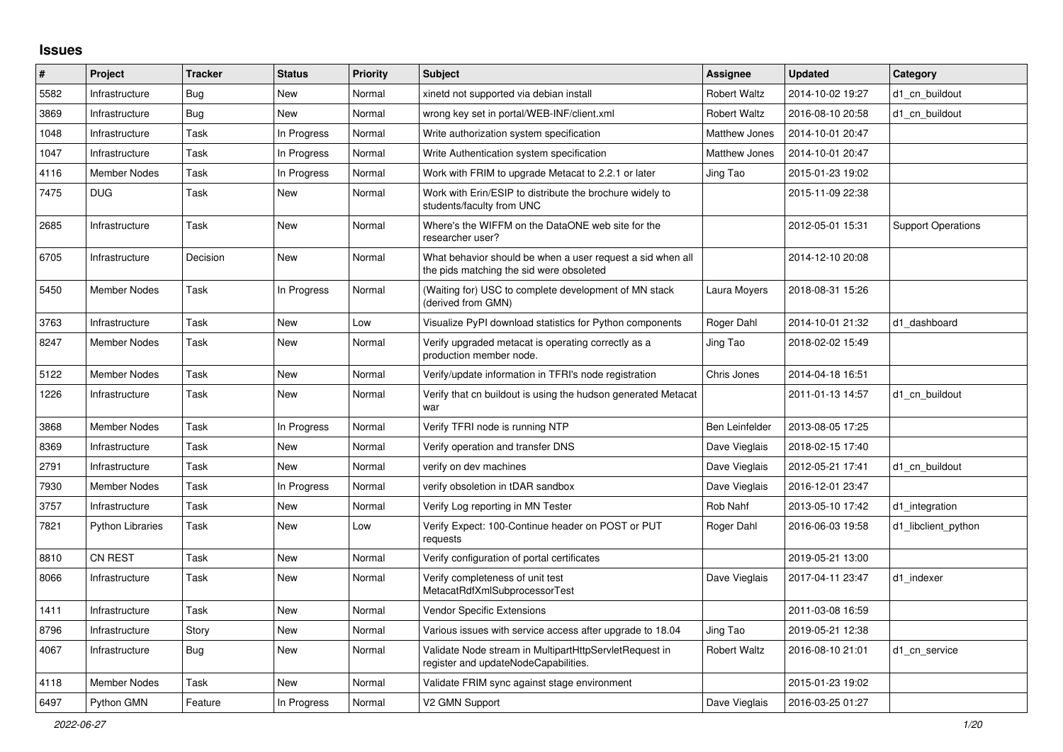## Issues

| # | Project | Tracker | Status | Priority | Subject | Assignee | Updated | Category |
|---|---|---|---|---|---|---|---|---|
| 5582 | Infrastructure | Bug | New | Normal | xinetd not supported via debian install | Robert Waltz | 2014-10-02 19:27 | d1_cn_buildout |
| 3869 | Infrastructure | Bug | New | Normal | wrong key set in portal/WEB-INF/client.xml | Robert Waltz | 2016-08-10 20:58 | d1_cn_buildout |
| 1048 | Infrastructure | Task | In Progress | Normal | Write authorization system specification | Matthew Jones | 2014-10-01 20:47 | |
| 1047 | Infrastructure | Task | In Progress | Normal | Write Authentication system specification | Matthew Jones | 2014-10-01 20:47 | |
| 4116 | Member Nodes | Task | In Progress | Normal | Work with FRIM to upgrade Metacat to 2.2.1 or later | Jing Tao | 2015-01-23 19:02 | |
| 7475 | DUG | Task | New | Normal | Work with Erin/ESIP to distribute the brochure widely to students/faculty from UNC | | 2015-11-09 22:38 | |
| 2685 | Infrastructure | Task | New | Normal | Where's the WIFFM on the DataONE web site for the researcher user? | | 2012-05-01 15:31 | Support Operations |
| 6705 | Infrastructure | Decision | New | Normal | What behavior should be when a user request a sid when all the pids matching the sid were obsoleted | | 2014-12-10 20:08 | |
| 5450 | Member Nodes | Task | In Progress | Normal | (Waiting for) USC to complete development of MN stack (derived from GMN) | Laura Moyers | 2018-08-31 15:26 | |
| 3763 | Infrastructure | Task | New | Low | Visualize PyPI download statistics for Python components | Roger Dahl | 2014-10-01 21:32 | d1_dashboard |
| 8247 | Member Nodes | Task | New | Normal | Verify upgraded metacat is operating correctly as a production member node. | Jing Tao | 2018-02-02 15:49 | |
| 5122 | Member Nodes | Task | New | Normal | Verify/update information in TFRI's node registration | Chris Jones | 2014-04-18 16:51 | |
| 1226 | Infrastructure | Task | New | Normal | Verify that cn buildout is using the hudson generated Metacat war | | 2011-01-13 14:57 | d1_cn_buildout |
| 3868 | Member Nodes | Task | In Progress | Normal | Verify TFRI node is running NTP | Ben Leinfelder | 2013-08-05 17:25 | |
| 8369 | Infrastructure | Task | New | Normal | Verify operation and transfer DNS | Dave Vieglais | 2018-02-15 17:40 | |
| 2791 | Infrastructure | Task | New | Normal | verify on dev machines | Dave Vieglais | 2012-05-21 17:41 | d1_cn_buildout |
| 7930 | Member Nodes | Task | In Progress | Normal | verify obsoletion in tDAR sandbox | Dave Vieglais | 2016-12-01 23:47 | |
| 3757 | Infrastructure | Task | New | Normal | Verify Log reporting in MN Tester | Rob Nahf | 2013-05-10 17:42 | d1_integration |
| 7821 | Python Libraries | Task | New | Low | Verify Expect: 100-Continue header on POST or PUT requests | Roger Dahl | 2016-06-03 19:58 | d1_libclient_python |
| 8810 | CN REST | Task | New | Normal | Verify configuration of portal certificates | | 2019-05-21 13:00 | |
| 8066 | Infrastructure | Task | New | Normal | Verify completeness of unit test MetacatRdfXmlSubprocessorTest | Dave Vieglais | 2017-04-11 23:47 | d1_indexer |
| 1411 | Infrastructure | Task | New | Normal | Vendor Specific Extensions | | 2011-03-08 16:59 | |
| 8796 | Infrastructure | Story | New | Normal | Various issues with service access after upgrade to 18.04 | Jing Tao | 2019-05-21 12:38 | |
| 4067 | Infrastructure | Bug | New | Normal | Validate Node stream in MultipartHttpServletRequest in register and updateNodeCapabilities. | Robert Waltz | 2016-08-10 21:01 | d1_cn_service |
| 4118 | Member Nodes | Task | New | Normal | Validate FRIM sync against stage environment | | 2015-01-23 19:02 | |
| 6497 | Python GMN | Feature | In Progress | Normal | V2 GMN Support | Dave Vieglais | 2016-03-25 01:27 | |

*2022-06-27*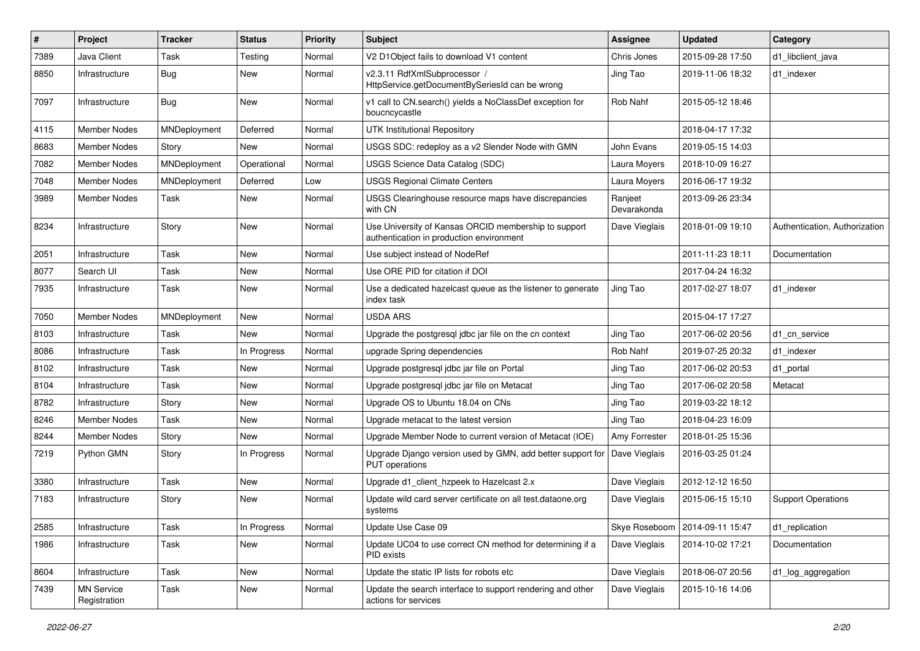| # | Project | Tracker | Status | Priority | Subject | Assignee | Updated | Category |
|---|---|---|---|---|---|---|---|---|
| 7389 | Java Client | Task | Testing | Normal | V2 D1Object fails to download V1 content | Chris Jones | 2015-09-28 17:50 | d1_libclient_java |
| 8850 | Infrastructure | Bug | New | Normal | v2.3.11 RdfXmlSubprocessor / HttpService.getDocumentBySeriesId can be wrong | Jing Tao | 2019-11-06 18:32 | d1_indexer |
| 7097 | Infrastructure | Bug | New | Normal | v1 call to CN.search() yields a NoClassDef exception for boucncycastle | Rob Nahf | 2015-05-12 18:46 | |
| 4115 | Member Nodes | MNDeployment | Deferred | Normal | UTK Institutional Repository | | 2018-04-17 17:32 | |
| 8683 | Member Nodes | Story | New | Normal | USGS SDC: redeploy as a v2 Slender Node with GMN | John Evans | 2019-05-15 14:03 | |
| 7082 | Member Nodes | MNDeployment | Operational | Normal | USGS Science Data Catalog (SDC) | Laura Moyers | 2018-10-09 16:27 | |
| 7048 | Member Nodes | MNDeployment | Deferred | Low | USGS Regional Climate Centers | Laura Moyers | 2016-06-17 19:32 | |
| 3989 | Member Nodes | Task | New | Normal | USGS Clearinghouse resource maps have discrepancies with CN | Ranjeet Devarakonda | 2013-09-26 23:34 | |
| 8234 | Infrastructure | Story | New | Normal | Use University of Kansas ORCID membership to support authentication in production environment | Dave Vieglais | 2018-01-09 19:10 | Authentication, Authorization |
| 2051 | Infrastructure | Task | New | Normal | Use subject instead of NodeRef | | 2011-11-23 18:11 | Documentation |
| 8077 | Search UI | Task | New | Normal | Use ORE PID for citation if DOI | | 2017-04-24 16:32 | |
| 7935 | Infrastructure | Task | New | Normal | Use a dedicated hazelcast queue as the listener to generate index task | Jing Tao | 2017-02-27 18:07 | d1_indexer |
| 7050 | Member Nodes | MNDeployment | New | Normal | USDA ARS | | 2015-04-17 17:27 | |
| 8103 | Infrastructure | Task | New | Normal | Upgrade the postgresql jdbc jar file on the cn context | Jing Tao | 2017-06-02 20:56 | d1_cn_service |
| 8086 | Infrastructure | Task | In Progress | Normal | upgrade Spring dependencies | Rob Nahf | 2019-07-25 20:32 | d1_indexer |
| 8102 | Infrastructure | Task | New | Normal | Upgrade postgresql jdbc jar file on Portal | Jing Tao | 2017-06-02 20:53 | d1_portal |
| 8104 | Infrastructure | Task | New | Normal | Upgrade postgresql jdbc jar file on Metacat | Jing Tao | 2017-06-02 20:58 | Metacat |
| 8782 | Infrastructure | Story | New | Normal | Upgrade OS to Ubuntu 18.04 on CNs | Jing Tao | 2019-03-22 18:12 | |
| 8246 | Member Nodes | Task | New | Normal | Upgrade metacat to the latest version | Jing Tao | 2018-04-23 16:09 | |
| 8244 | Member Nodes | Story | New | Normal | Upgrade Member Node to current version of Metacat (IOE) | Amy Forrester | 2018-01-25 15:36 | |
| 7219 | Python GMN | Story | In Progress | Normal | Upgrade Django version used by GMN, add better support for PUT operations | Dave Vieglais | 2016-03-25 01:24 | |
| 3380 | Infrastructure | Task | New | Normal | Upgrade d1_client_hzpeek to Hazelcast 2.x | Dave Vieglais | 2012-12-12 16:50 | |
| 7183 | Infrastructure | Story | New | Normal | Update wild card server certificate on all test.dataone.org systems | Dave Vieglais | 2015-06-15 15:10 | Support Operations |
| 2585 | Infrastructure | Task | In Progress | Normal | Update Use Case 09 | Skye Roseboom | 2014-09-11 15:47 | d1_replication |
| 1986 | Infrastructure | Task | New | Normal | Update UC04 to use correct CN method for determining if a PID exists | Dave Vieglais | 2014-10-02 17:21 | Documentation |
| 8604 | Infrastructure | Task | New | Normal | Update the static IP lists for robots etc | Dave Vieglais | 2018-06-07 20:56 | d1_log_aggregation |
| 7439 | MN Service Registration | Task | New | Normal | Update the search interface to support rendering and other actions for services | Dave Vieglais | 2015-10-16 14:06 | |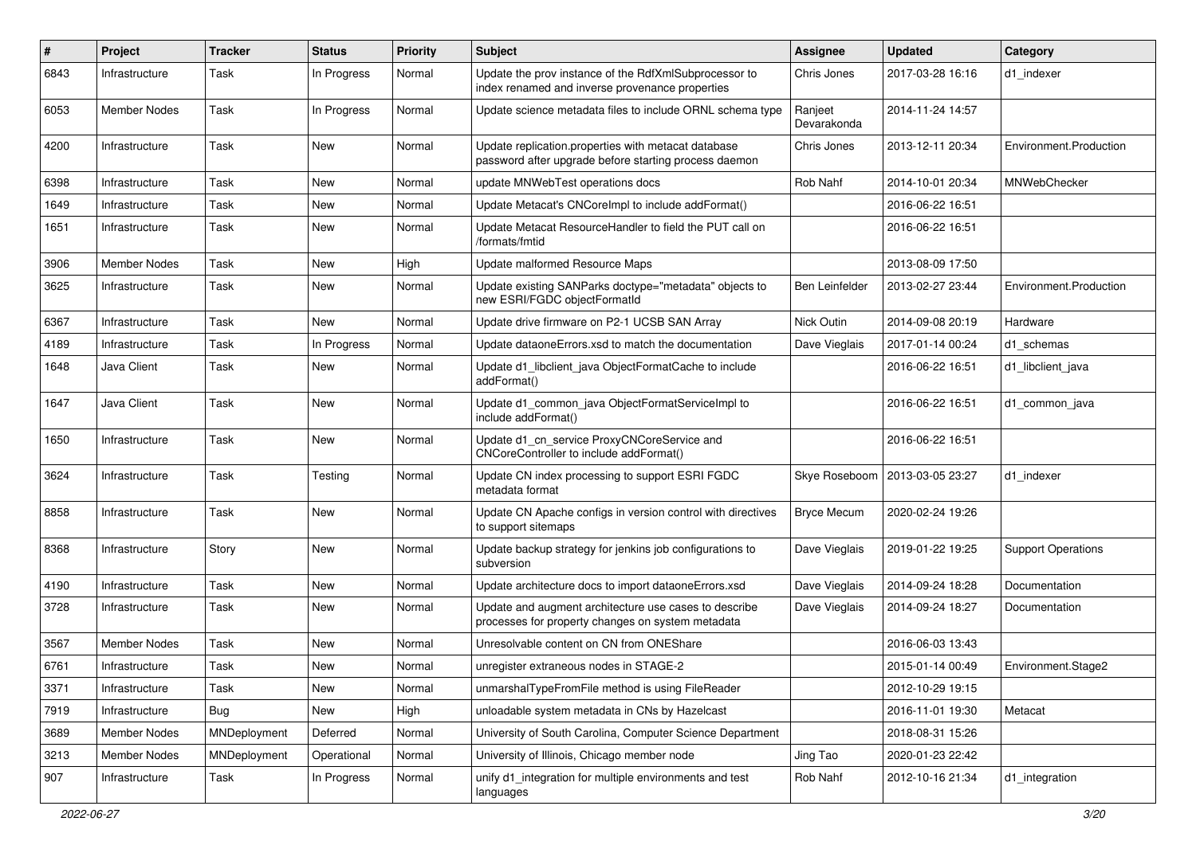| # | Project | Tracker | Status | Priority | Subject | Assignee | Updated | Category |
|---|---|---|---|---|---|---|---|---|
| 6843 | Infrastructure | Task | In Progress | Normal | Update the prov instance of the RdfXmlSubprocessor to index renamed and inverse provenance properties | Chris Jones | 2017-03-28 16:16 | d1_indexer |
| 6053 | Member Nodes | Task | In Progress | Normal | Update science metadata files to include ORNL schema type | Ranjeet Devarakonda | 2014-11-24 14:57 | |
| 4200 | Infrastructure | Task | New | Normal | Update replication.properties with metacat database password after upgrade before starting process daemon | Chris Jones | 2013-12-11 20:34 | Environment.Production |
| 6398 | Infrastructure | Task | New | Normal | update MNWebTest operations docs | Rob Nahf | 2014-10-01 20:34 | MNWebChecker |
| 1649 | Infrastructure | Task | New | Normal | Update Metacat's CNCoreImpl to include addFormat() | | 2016-06-22 16:51 | |
| 1651 | Infrastructure | Task | New | Normal | Update Metacat ResourceHandler to field the PUT call on /formats/fmtid | | 2016-06-22 16:51 | |
| 3906 | Member Nodes | Task | New | High | Update malformed Resource Maps | | 2013-08-09 17:50 | |
| 3625 | Infrastructure | Task | New | Normal | Update existing SANParks doctype="metadata" objects to new ESRI/FGDC objectFormatId | Ben Leinfelder | 2013-02-27 23:44 | Environment.Production |
| 6367 | Infrastructure | Task | New | Normal | Update drive firmware on P2-1 UCSB SAN Array | Nick Outin | 2014-09-08 20:19 | Hardware |
| 4189 | Infrastructure | Task | In Progress | Normal | Update dataoneErrors.xsd to match the documentation | Dave Vieglais | 2017-01-14 00:24 | d1_schemas |
| 1648 | Java Client | Task | New | Normal | Update d1_libclient_java ObjectFormatCache to include addFormat() | | 2016-06-22 16:51 | d1_libclient_java |
| 1647 | Java Client | Task | New | Normal | Update d1_common_java ObjectFormatServiceImpl to include addFormat() | | 2016-06-22 16:51 | d1_common_java |
| 1650 | Infrastructure | Task | New | Normal | Update d1_cn_service ProxyCNCoreService and CNCoreController to include addFormat() | | 2016-06-22 16:51 | |
| 3624 | Infrastructure | Task | Testing | Normal | Update CN index processing to support ESRI FGDC metadata format | Skye Roseboom | 2013-03-05 23:27 | d1_indexer |
| 8858 | Infrastructure | Task | New | Normal | Update CN Apache configs in version control with directives to support sitemaps | Bryce Mecum | 2020-02-24 19:26 | |
| 8368 | Infrastructure | Story | New | Normal | Update backup strategy for jenkins job configurations to subversion | Dave Vieglais | 2019-01-22 19:25 | Support Operations |
| 4190 | Infrastructure | Task | New | Normal | Update architecture docs to import dataoneErrors.xsd | Dave Vieglais | 2014-09-24 18:28 | Documentation |
| 3728 | Infrastructure | Task | New | Normal | Update and augment architecture use cases to describe processes for property changes on system metadata | Dave Vieglais | 2014-09-24 18:27 | Documentation |
| 3567 | Member Nodes | Task | New | Normal | Unresolvable content on CN from ONEShare | | 2016-06-03 13:43 | |
| 6761 | Infrastructure | Task | New | Normal | unregister extraneous nodes in STAGE-2 | | 2015-01-14 00:49 | Environment.Stage2 |
| 3371 | Infrastructure | Task | New | Normal | unmarshalTypeFromFile method is using FileReader | | 2012-10-29 19:15 | |
| 7919 | Infrastructure | Bug | New | High | unloadable system metadata in CNs by Hazelcast | | 2016-11-01 19:30 | Metacat |
| 3689 | Member Nodes | MNDeployment | Deferred | Normal | University of South Carolina, Computer Science Department | | 2018-08-31 15:26 | |
| 3213 | Member Nodes | MNDeployment | Operational | Normal | University of Illinois, Chicago member node | Jing Tao | 2020-01-23 22:42 | |
| 907 | Infrastructure | Task | In Progress | Normal | unify d1_integration for multiple environments and test languages | Rob Nahf | 2012-10-16 21:34 | d1_integration |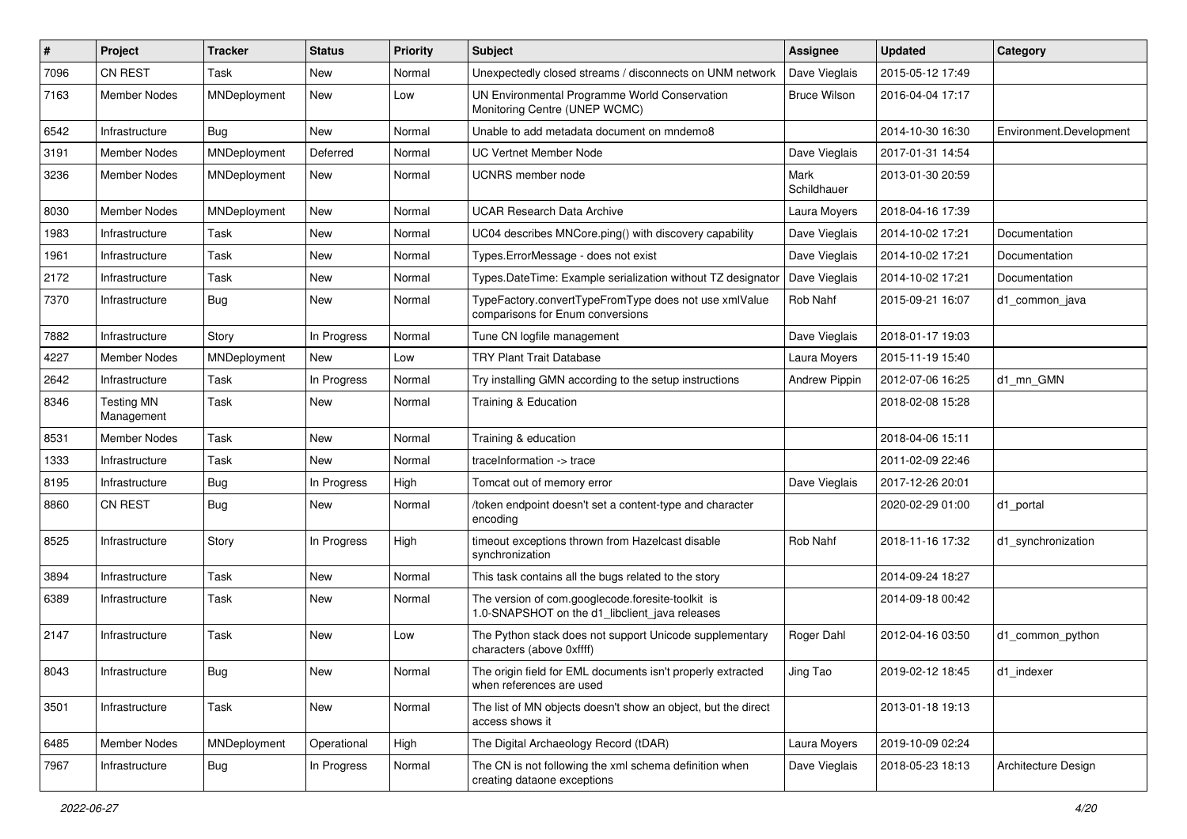| # | Project | Tracker | Status | Priority | Subject | Assignee | Updated | Category |
|---|---|---|---|---|---|---|---|---|
| 7096 | CN REST | Task | New | Normal | Unexpectedly closed streams / disconnects on UNM network | Dave Vieglais | 2015-05-12 17:49 | |
| 7163 | Member Nodes | MNDeployment | New | Low | UN Environmental Programme World Conservation Monitoring Centre (UNEP WCMC) | Bruce Wilson | 2016-04-04 17:17 | |
| 6542 | Infrastructure | Bug | New | Normal | Unable to add metadata document on mndemo8 | | 2014-10-30 16:30 | Environment.Development |
| 3191 | Member Nodes | MNDeployment | Deferred | Normal | UC Vertnet Member Node | Dave Vieglais | 2017-01-31 14:54 | |
| 3236 | Member Nodes | MNDeployment | New | Normal | UCNRS member node | Mark Schildhauer | 2013-01-30 20:59 | |
| 8030 | Member Nodes | MNDeployment | New | Normal | UCAR Research Data Archive | Laura Moyers | 2018-04-16 17:39 | |
| 1983 | Infrastructure | Task | New | Normal | UC04 describes MNCore.ping() with discovery capability | Dave Vieglais | 2014-10-02 17:21 | Documentation |
| 1961 | Infrastructure | Task | New | Normal | Types.ErrorMessage - does not exist | Dave Vieglais | 2014-10-02 17:21 | Documentation |
| 2172 | Infrastructure | Task | New | Normal | Types.DateTime: Example serialization without TZ designator | Dave Vieglais | 2014-10-02 17:21 | Documentation |
| 7370 | Infrastructure | Bug | New | Normal | TypeFactory.convertTypeFromType does not use xmlValue comparisons for Enum conversions | Rob Nahf | 2015-09-21 16:07 | d1_common_java |
| 7882 | Infrastructure | Story | In Progress | Normal | Tune CN logfile management | Dave Vieglais | 2018-01-17 19:03 | |
| 4227 | Member Nodes | MNDeployment | New | Low | TRY Plant Trait Database | Laura Moyers | 2015-11-19 15:40 | |
| 2642 | Infrastructure | Task | In Progress | Normal | Try installing GMN according to the setup instructions | Andrew Pippin | 2012-07-06 16:25 | d1_mn_GMN |
| 8346 | Testing MN Management | Task | New | Normal | Training & Education | | 2018-02-08 15:28 | |
| 8531 | Member Nodes | Task | New | Normal | Training & education | | 2018-04-06 15:11 | |
| 1333 | Infrastructure | Task | New | Normal | traceInformation -> trace | | 2011-02-09 22:46 | |
| 8195 | Infrastructure | Bug | In Progress | High | Tomcat out of memory error | Dave Vieglais | 2017-12-26 20:01 | |
| 8860 | CN REST | Bug | New | Normal | /token endpoint doesn't set a content-type and character encoding | | 2020-02-29 01:00 | d1_portal |
| 8525 | Infrastructure | Story | In Progress | High | timeout exceptions thrown from Hazelcast disable synchronization | Rob Nahf | 2018-11-16 17:32 | d1_synchronization |
| 3894 | Infrastructure | Task | New | Normal | This task contains all the bugs related to the story | | 2014-09-24 18:27 | |
| 6389 | Infrastructure | Task | New | Normal | The version of com.googlecode.foresite-toolkit is 1.0-SNAPSHOT on the d1_libclient_java releases | | 2014-09-18 00:42 | |
| 2147 | Infrastructure | Task | New | Low | The Python stack does not support Unicode supplementary characters (above 0xffff) | Roger Dahl | 2012-04-16 03:50 | d1_common_python |
| 8043 | Infrastructure | Bug | New | Normal | The origin field for EML documents isn't properly extracted when references are used | Jing Tao | 2019-02-12 18:45 | d1_indexer |
| 3501 | Infrastructure | Task | New | Normal | The list of MN objects doesn't show an object, but the direct access shows it | | 2013-01-18 19:13 | |
| 6485 | Member Nodes | MNDeployment | Operational | High | The Digital Archaeology Record (tDAR) | Laura Moyers | 2019-10-09 02:24 | |
| 7967 | Infrastructure | Bug | In Progress | Normal | The CN is not following the xml schema definition when creating dataone exceptions | Dave Vieglais | 2018-05-23 18:13 | Architecture Design |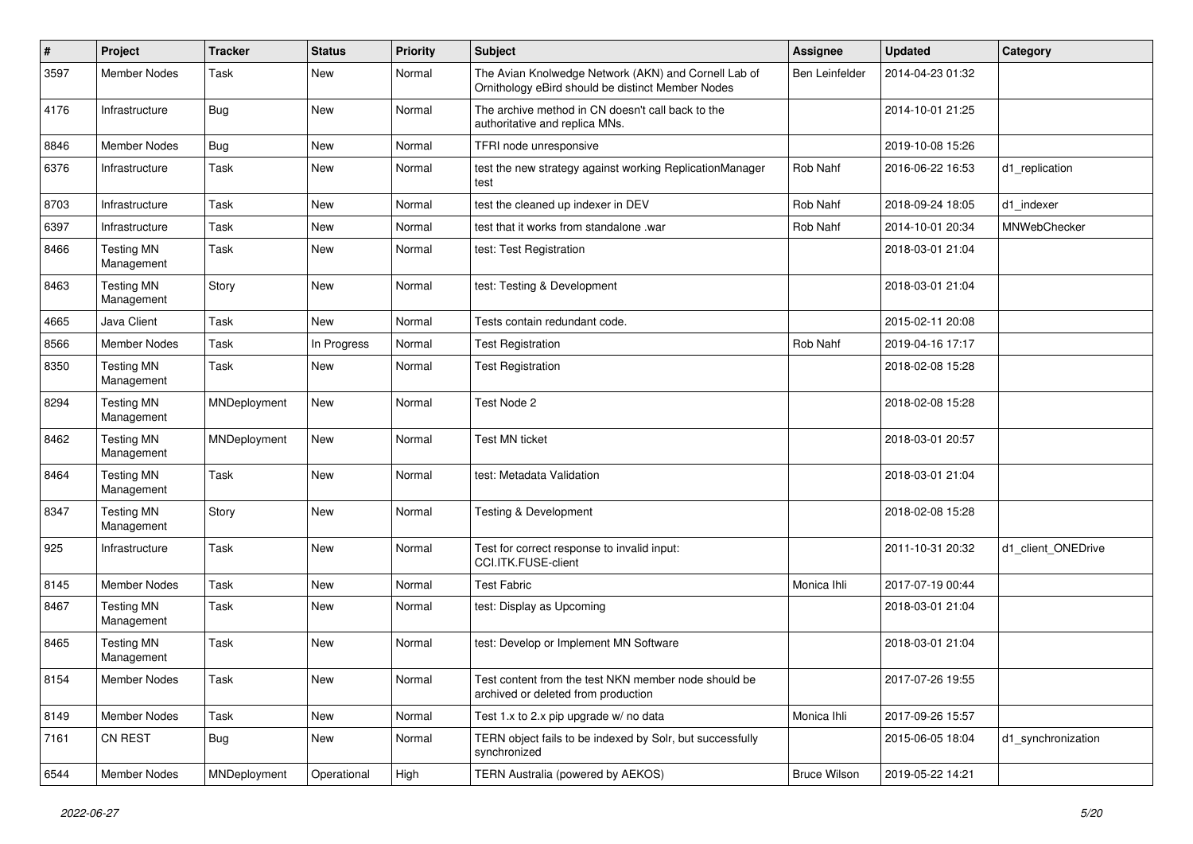| # | Project | Tracker | Status | Priority | Subject | Assignee | Updated | Category |
|---|---|---|---|---|---|---|---|---|
| 3597 | Member Nodes | Task | New | Normal | The Avian Knolwedge Network (AKN) and Cornell Lab of Ornithology eBird should be distinct Member Nodes | Ben Leinfelder | 2014-04-23 01:32 | |
| 4176 | Infrastructure | Bug | New | Normal | The archive method in CN doesn't call back to the authoritative and replica MNs. | | 2014-10-01 21:25 | |
| 8846 | Member Nodes | Bug | New | Normal | TFRI node unresponsive | | 2019-10-08 15:26 | |
| 6376 | Infrastructure | Task | New | Normal | test the new strategy against working ReplicationManager test | Rob Nahf | 2016-06-22 16:53 | d1_replication |
| 8703 | Infrastructure | Task | New | Normal | test the cleaned up indexer in DEV | Rob Nahf | 2018-09-24 18:05 | d1_indexer |
| 6397 | Infrastructure | Task | New | Normal | test that it works from standalone .war | Rob Nahf | 2014-10-01 20:34 | MNWebChecker |
| 8466 | Testing MN Management | Task | New | Normal | test: Test Registration | | 2018-03-01 21:04 | |
| 8463 | Testing MN Management | Story | New | Normal | test: Testing & Development | | 2018-03-01 21:04 | |
| 4665 | Java Client | Task | New | Normal | Tests contain redundant code. | | 2015-02-11 20:08 | |
| 8566 | Member Nodes | Task | In Progress | Normal | Test Registration | Rob Nahf | 2019-04-16 17:17 | |
| 8350 | Testing MN Management | Task | New | Normal | Test Registration | | 2018-02-08 15:28 | |
| 8294 | Testing MN Management | MNDeployment | New | Normal | Test Node 2 | | 2018-02-08 15:28 | |
| 8462 | Testing MN Management | MNDeployment | New | Normal | Test MN ticket | | 2018-03-01 20:57 | |
| 8464 | Testing MN Management | Task | New | Normal | test: Metadata Validation | | 2018-03-01 21:04 | |
| 8347 | Testing MN Management | Story | New | Normal | Testing & Development | | 2018-02-08 15:28 | |
| 925 | Infrastructure | Task | New | Normal | Test for correct response to invalid input: CCI.ITK.FUSE-client | | 2011-10-31 20:32 | d1_client_ONEDrive |
| 8145 | Member Nodes | Task | New | Normal | Test Fabric | Monica Ihli | 2017-07-19 00:44 | |
| 8467 | Testing MN Management | Task | New | Normal | test: Display as Upcoming | | 2018-03-01 21:04 | |
| 8465 | Testing MN Management | Task | New | Normal | test: Develop or Implement MN Software | | 2018-03-01 21:04 | |
| 8154 | Member Nodes | Task | New | Normal | Test content from the test NKN member node should be archived or deleted from production | | 2017-07-26 19:55 | |
| 8149 | Member Nodes | Task | New | Normal | Test 1.x to 2.x pip upgrade w/ no data | Monica Ihli | 2017-09-26 15:57 | |
| 7161 | CN REST | Bug | New | Normal | TERN object fails to be indexed by Solr, but successfully synchronized | | 2015-06-05 18:04 | d1_synchronization |
| 6544 | Member Nodes | MNDeployment | Operational | High | TERN Australia (powered by AEKOS) | Bruce Wilson | 2019-05-22 14:21 | |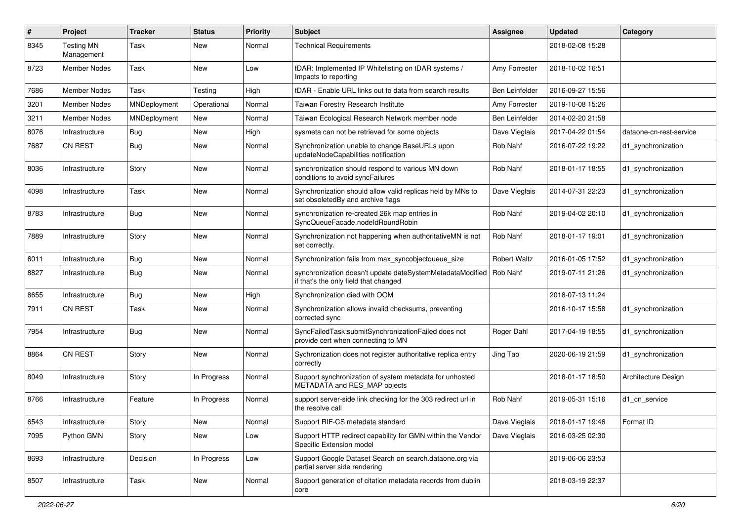| # | Project | Tracker | Status | Priority | Subject | Assignee | Updated | Category |
|---|---|---|---|---|---|---|---|---|
| 8345 | Testing MN Management | Task | New | Normal | Technical Requirements | | 2018-02-08 15:28 | |
| 8723 | Member Nodes | Task | New | Low | tDAR: Implemented IP Whitelisting on tDAR systems / Impacts to reporting | Amy Forrester | 2018-10-02 16:51 | |
| 7686 | Member Nodes | Task | Testing | High | tDAR - Enable URL links out to data from search results | Ben Leinfelder | 2016-09-27 15:56 | |
| 3201 | Member Nodes | MNDeployment | Operational | Normal | Taiwan Forestry Research Institute | Amy Forrester | 2019-10-08 15:26 | |
| 3211 | Member Nodes | MNDeployment | New | Normal | Taiwan Ecological Research Network member node | Ben Leinfelder | 2014-02-20 21:58 | |
| 8076 | Infrastructure | Bug | New | High | sysmeta can not be retrieved for some objects | Dave Vieglais | 2017-04-22 01:54 | dataone-cn-rest-service |
| 7687 | CN REST | Bug | New | Normal | Synchronization unable to change BaseURLs upon updateNodeCapabilities notification | Rob Nahf | 2016-07-22 19:22 | d1_synchronization |
| 8036 | Infrastructure | Story | New | Normal | synchronization should respond to various MN down conditions to avoid syncFailures | Rob Nahf | 2018-01-17 18:55 | d1_synchronization |
| 4098 | Infrastructure | Task | New | Normal | Synchronization should allow valid replicas held by MNs to set obsoletedBy and archive flags | Dave Vieglais | 2014-07-31 22:23 | d1_synchronization |
| 8783 | Infrastructure | Bug | New | Normal | synchronization re-created 26k map entries in SyncQueueFacade.nodeIdRoundRobin | Rob Nahf | 2019-04-02 20:10 | d1_synchronization |
| 7889 | Infrastructure | Story | New | Normal | Synchronization not happening when authoritativeMN is not set correctly. | Rob Nahf | 2018-01-17 19:01 | d1_synchronization |
| 6011 | Infrastructure | Bug | New | Normal | Synchronization fails from max_syncobjectqueue_size | Robert Waltz | 2016-01-05 17:52 | d1_synchronization |
| 8827 | Infrastructure | Bug | New | Normal | synchronization doesn't update dateSystemMetadataModified if that's the only field that changed | Rob Nahf | 2019-07-11 21:26 | d1_synchronization |
| 8655 | Infrastructure | Bug | New | High | Synchronization died with OOM | | 2018-07-13 11:24 | |
| 7911 | CN REST | Task | New | Normal | Synchronization allows invalid checksums, preventing corrected sync | | 2016-10-17 15:58 | d1_synchronization |
| 7954 | Infrastructure | Bug | New | Normal | SyncFailedTask:submitSynchronizationFailed does not provide cert when connecting to MN | Roger Dahl | 2017-04-19 18:55 | d1_synchronization |
| 8864 | CN REST | Story | New | Normal | Sychronization does not register authoritative replica entry correctly | Jing Tao | 2020-06-19 21:59 | d1_synchronization |
| 8049 | Infrastructure | Story | In Progress | Normal | Support synchronization of system metadata for unhosted METADATA and RES_MAP objects | | 2018-01-17 18:50 | Architecture Design |
| 8766 | Infrastructure | Feature | In Progress | Normal | support server-side link checking for the 303 redirect url in the resolve call | Rob Nahf | 2019-05-31 15:16 | d1_cn_service |
| 6543 | Infrastructure | Story | New | Normal | Support RIF-CS metadata standard | Dave Vieglais | 2018-01-17 19:46 | Format ID |
| 7095 | Python GMN | Story | New | Low | Support HTTP redirect capability for GMN within the Vendor Specific Extension model | Dave Vieglais | 2016-03-25 02:30 | |
| 8693 | Infrastructure | Decision | In Progress | Low | Support Google Dataset Search on search.dataone.org via partial server side rendering | | 2019-06-06 23:53 | |
| 8507 | Infrastructure | Task | New | Normal | Support generation of citation metadata records from dublin core | | 2018-03-19 22:37 | |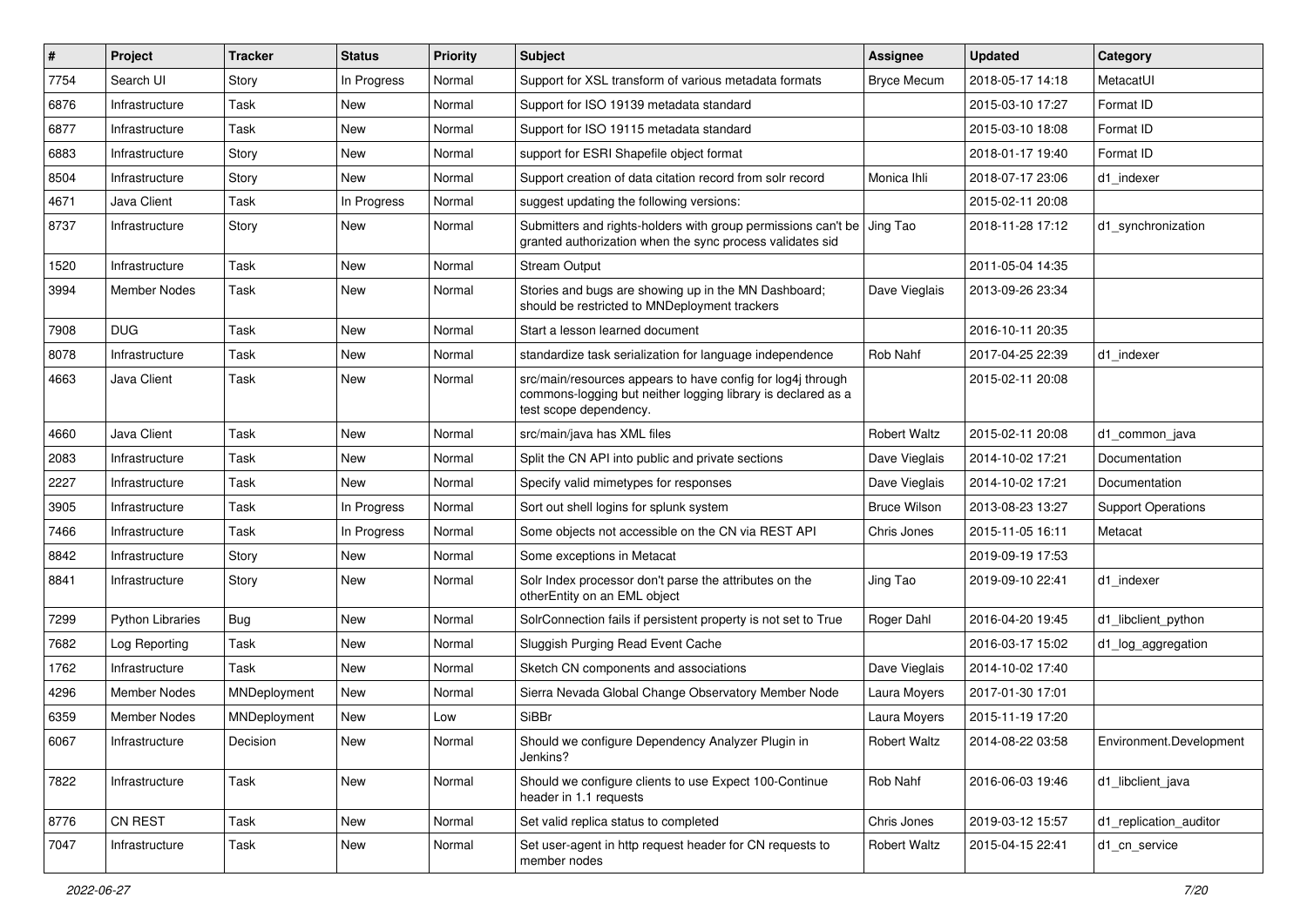| # | Project | Tracker | Status | Priority | Subject | Assignee | Updated | Category |
|---|---|---|---|---|---|---|---|---|
| 7754 | Search UI | Story | In Progress | Normal | Support for XSL transform of various metadata formats | Bryce Mecum | 2018-05-17 14:18 | MetacatUI |
| 6876 | Infrastructure | Task | New | Normal | Support for ISO 19139 metadata standard | | 2015-03-10 17:27 | Format ID |
| 6877 | Infrastructure | Task | New | Normal | Support for ISO 19115 metadata standard | | 2015-03-10 18:08 | Format ID |
| 6883 | Infrastructure | Story | New | Normal | support for ESRI Shapefile object format | | 2018-01-17 19:40 | Format ID |
| 8504 | Infrastructure | Story | New | Normal | Support creation of data citation record from solr record | Monica Ihli | 2018-07-17 23:06 | d1_indexer |
| 4671 | Java Client | Task | In Progress | Normal | suggest updating the following versions: | | 2015-02-11 20:08 | |
| 8737 | Infrastructure | Story | New | Normal | Submitters and rights-holders with group permissions can't be granted authorization when the sync process validates sid | Jing Tao | 2018-11-28 17:12 | d1_synchronization |
| 1520 | Infrastructure | Task | New | Normal | Stream Output | | 2011-05-04 14:35 | |
| 3994 | Member Nodes | Task | New | Normal | Stories and bugs are showing up in the MN Dashboard; should be restricted to MNDeployment trackers | Dave Vieglais | 2013-09-26 23:34 | |
| 7908 | DUG | Task | New | Normal | Start a lesson learned document | | 2016-10-11 20:35 | |
| 8078 | Infrastructure | Task | New | Normal | standardize task serialization for language independence | Rob Nahf | 2017-04-25 22:39 | d1_indexer |
| 4663 | Java Client | Task | New | Normal | src/main/resources appears to have config for log4j through commons-logging but neither logging library is declared as a test scope dependency. | | 2015-02-11 20:08 | |
| 4660 | Java Client | Task | New | Normal | src/main/java has XML files | Robert Waltz | 2015-02-11 20:08 | d1_common_java |
| 2083 | Infrastructure | Task | New | Normal | Split the CN API into public and private sections | Dave Vieglais | 2014-10-02 17:21 | Documentation |
| 2227 | Infrastructure | Task | New | Normal | Specify valid mimetypes for responses | Dave Vieglais | 2014-10-02 17:21 | Documentation |
| 3905 | Infrastructure | Task | In Progress | Normal | Sort out shell logins for splunk system | Bruce Wilson | 2013-08-23 13:27 | Support Operations |
| 7466 | Infrastructure | Task | In Progress | Normal | Some objects not accessible on the CN via REST API | Chris Jones | 2015-11-05 16:11 | Metacat |
| 8842 | Infrastructure | Story | New | Normal | Some exceptions in Metacat | | 2019-09-19 17:53 | |
| 8841 | Infrastructure | Story | New | Normal | Solr Index processor don't parse the attributes on the otherEntity on an EML object | Jing Tao | 2019-09-10 22:41 | d1_indexer |
| 7299 | Python Libraries | Bug | New | Normal | SolrConnection fails if persistent property is not set to True | Roger Dahl | 2016-04-20 19:45 | d1_libclient_python |
| 7682 | Log Reporting | Task | New | Normal | Sluggish Purging Read Event Cache | | 2016-03-17 15:02 | d1_log_aggregation |
| 1762 | Infrastructure | Task | New | Normal | Sketch CN components and associations | Dave Vieglais | 2014-10-02 17:40 | |
| 4296 | Member Nodes | MNDeployment | New | Normal | Sierra Nevada Global Change Observatory Member Node | Laura Moyers | 2017-01-30 17:01 | |
| 6359 | Member Nodes | MNDeployment | New | Low | SiBBr | Laura Moyers | 2015-11-19 17:20 | |
| 6067 | Infrastructure | Decision | New | Normal | Should we configure Dependency Analyzer Plugin in Jenkins? | Robert Waltz | 2014-08-22 03:58 | Environment.Development |
| 7822 | Infrastructure | Task | New | Normal | Should we configure clients to use Expect 100-Continue header in 1.1 requests | Rob Nahf | 2016-06-03 19:46 | d1_libclient_java |
| 8776 | CN REST | Task | New | Normal | Set valid replica status to completed | Chris Jones | 2019-03-12 15:57 | d1_replication_auditor |
| 7047 | Infrastructure | Task | New | Normal | Set user-agent in http request header for CN requests to member nodes | Robert Waltz | 2015-04-15 22:41 | d1_cn_service |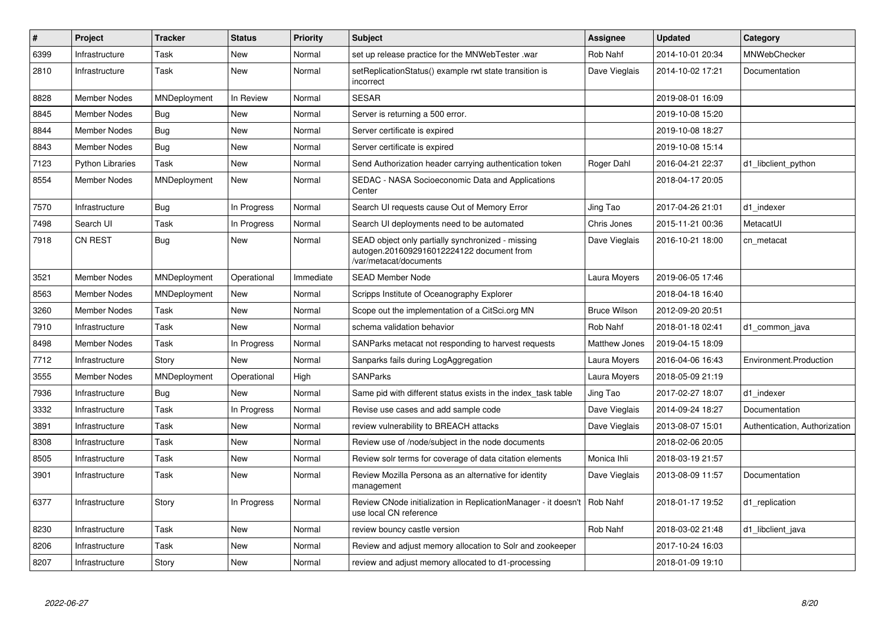| # | Project | Tracker | Status | Priority | Subject | Assignee | Updated | Category |
|---|---|---|---|---|---|---|---|---|
| 6399 | Infrastructure | Task | New | Normal | set up release practice for the MNWebTester .war | Rob Nahf | 2014-10-01 20:34 | MNWebChecker |
| 2810 | Infrastructure | Task | New | Normal | setReplicationStatus() example rwt state transition is incorrect | Dave Vieglais | 2014-10-02 17:21 | Documentation |
| 8828 | Member Nodes | MNDeployment | In Review | Normal | SESAR | | 2019-08-01 16:09 | |
| 8845 | Member Nodes | Bug | New | Normal | Server is returning a 500 error. | | 2019-10-08 15:20 | |
| 8844 | Member Nodes | Bug | New | Normal | Server certificate is expired | | 2019-10-08 18:27 | |
| 8843 | Member Nodes | Bug | New | Normal | Server certificate is expired | | 2019-10-08 15:14 | |
| 7123 | Python Libraries | Task | New | Normal | Send Authorization header carrying authentication token | Roger Dahl | 2016-04-21 22:37 | d1_libclient_python |
| 8554 | Member Nodes | MNDeployment | New | Normal | SEDAC - NASA Socioeconomic Data and Applications Center | | 2018-04-17 20:05 | |
| 7570 | Infrastructure | Bug | In Progress | Normal | Search UI requests cause Out of Memory Error | Jing Tao | 2017-04-26 21:01 | d1_indexer |
| 7498 | Search UI | Task | In Progress | Normal | Search UI deployments need to be automated | Chris Jones | 2015-11-21 00:36 | MetacatUI |
| 7918 | CN REST | Bug | New | Normal | SEAD object only partially synchronized - missing autogen.2016092916012224122 document from /var/metacat/documents | Dave Vieglais | 2016-10-21 18:00 | cn_metacat |
| 3521 | Member Nodes | MNDeployment | Operational | Immediate | SEAD Member Node | Laura Moyers | 2019-06-05 17:46 | |
| 8563 | Member Nodes | MNDeployment | New | Normal | Scripps Institute of Oceanography Explorer | | 2018-04-18 16:40 | |
| 3260 | Member Nodes | Task | New | Normal | Scope out the implementation of a CitSci.org MN | Bruce Wilson | 2012-09-20 20:51 | |
| 7910 | Infrastructure | Task | New | Normal | schema validation behavior | Rob Nahf | 2018-01-18 02:41 | d1_common_java |
| 8498 | Member Nodes | Task | In Progress | Normal | SANParks metacat not responding to harvest requests | Matthew Jones | 2019-04-15 18:09 | |
| 7712 | Infrastructure | Story | New | Normal | Sanparks fails during LogAggregation | Laura Moyers | 2016-04-06 16:43 | Environment.Production |
| 3555 | Member Nodes | MNDeployment | Operational | High | SANParks | Laura Moyers | 2018-05-09 21:19 | |
| 7936 | Infrastructure | Bug | New | Normal | Same pid with different status exists in the index_task table | Jing Tao | 2017-02-27 18:07 | d1_indexer |
| 3332 | Infrastructure | Task | In Progress | Normal | Revise use cases and add sample code | Dave Vieglais | 2014-09-24 18:27 | Documentation |
| 3891 | Infrastructure | Task | New | Normal | review vulnerability to BREACH attacks | Dave Vieglais | 2013-08-07 15:01 | Authentication, Authorization |
| 8308 | Infrastructure | Task | New | Normal | Review use of /node/subject in the node documents | | 2018-02-06 20:05 | |
| 8505 | Infrastructure | Task | New | Normal | Review solr terms for coverage of data citation elements | Monica Ihli | 2018-03-19 21:57 | |
| 3901 | Infrastructure | Task | New | Normal | Review Mozilla Persona as an alternative for identity management | Dave Vieglais | 2013-08-09 11:57 | Documentation |
| 6377 | Infrastructure | Story | In Progress | Normal | Review CNode initialization in ReplicationManager - it doesn't use local CN reference | Rob Nahf | 2018-01-17 19:52 | d1_replication |
| 8230 | Infrastructure | Task | New | Normal | review bouncy castle version | Rob Nahf | 2018-03-02 21:48 | d1_libclient_java |
| 8206 | Infrastructure | Task | New | Normal | Review and adjust memory allocation to Solr and zookeeper | | 2017-10-24 16:03 | |
| 8207 | Infrastructure | Story | New | Normal | review and adjust memory allocated to d1-processing | | 2018-01-09 19:10 | |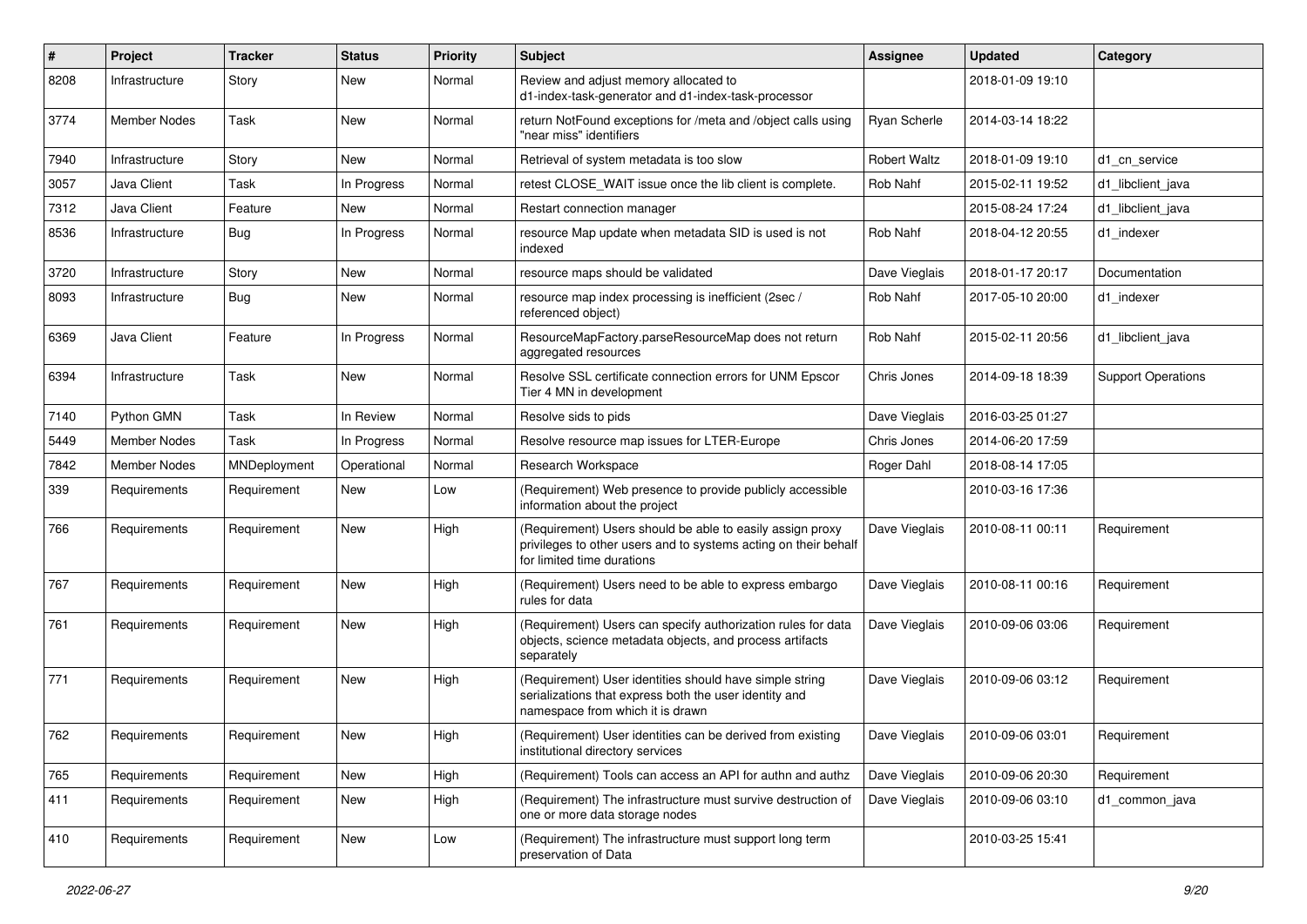| # | Project | Tracker | Status | Priority | Subject | Assignee | Updated | Category |
|---|---|---|---|---|---|---|---|---|
| 8208 | Infrastructure | Story | New | Normal | Review and adjust memory allocated to d1-index-task-generator and d1-index-task-processor | | 2018-01-09 19:10 | |
| 3774 | Member Nodes | Task | New | Normal | return NotFound exceptions for /meta and /object calls using "near miss" identifiers | Ryan Scherle | 2014-03-14 18:22 | |
| 7940 | Infrastructure | Story | New | Normal | Retrieval of system metadata is too slow | Robert Waltz | 2018-01-09 19:10 | d1_cn_service |
| 3057 | Java Client | Task | In Progress | Normal | retest CLOSE_WAIT issue once the lib client is complete. | Rob Nahf | 2015-02-11 19:52 | d1_libclient_java |
| 7312 | Java Client | Feature | New | Normal | Restart connection manager | | 2015-08-24 17:24 | d1_libclient_java |
| 8536 | Infrastructure | Bug | In Progress | Normal | resource Map update when metadata SID is used is not indexed | Rob Nahf | 2018-04-12 20:55 | d1_indexer |
| 3720 | Infrastructure | Story | New | Normal | resource maps should be validated | Dave Vieglais | 2018-01-17 20:17 | Documentation |
| 8093 | Infrastructure | Bug | New | Normal | resource map index processing is inefficient (2sec / referenced object) | Rob Nahf | 2017-05-10 20:00 | d1_indexer |
| 6369 | Java Client | Feature | In Progress | Normal | ResourceMapFactory.parseResourceMap does not return aggregated resources | Rob Nahf | 2015-02-11 20:56 | d1_libclient_java |
| 6394 | Infrastructure | Task | New | Normal | Resolve SSL certificate connection errors for UNM Epscor Tier 4 MN in development | Chris Jones | 2014-09-18 18:39 | Support Operations |
| 7140 | Python GMN | Task | In Review | Normal | Resolve sids to pids | Dave Vieglais | 2016-03-25 01:27 | |
| 5449 | Member Nodes | Task | In Progress | Normal | Resolve resource map issues for LTER-Europe | Chris Jones | 2014-06-20 17:59 | |
| 7842 | Member Nodes | MNDeployment | Operational | Normal | Research Workspace | Roger Dahl | 2018-08-14 17:05 | |
| 339 | Requirements | Requirement | New | Low | (Requirement) Web presence to provide publicly accessible information about the project | | 2010-03-16 17:36 | |
| 766 | Requirements | Requirement | New | High | (Requirement) Users should be able to easily assign proxy privileges to other users and to systems acting on their behalf for limited time durations | Dave Vieglais | 2010-08-11 00:11 | Requirement |
| 767 | Requirements | Requirement | New | High | (Requirement) Users need to be able to express embargo rules for data | Dave Vieglais | 2010-08-11 00:16 | Requirement |
| 761 | Requirements | Requirement | New | High | (Requirement) Users can specify authorization rules for data objects, science metadata objects, and process artifacts separately | Dave Vieglais | 2010-09-06 03:06 | Requirement |
| 771 | Requirements | Requirement | New | High | (Requirement) User identities should have simple string serializations that express both the user identity and namespace from which it is drawn | Dave Vieglais | 2010-09-06 03:12 | Requirement |
| 762 | Requirements | Requirement | New | High | (Requirement) User identities can be derived from existing institutional directory services | Dave Vieglais | 2010-09-06 03:01 | Requirement |
| 765 | Requirements | Requirement | New | High | (Requirement) Tools can access an API for authn and authz | Dave Vieglais | 2010-09-06 20:30 | Requirement |
| 411 | Requirements | Requirement | New | High | (Requirement) The infrastructure must survive destruction of one or more data storage nodes | Dave Vieglais | 2010-09-06 03:10 | d1_common_java |
| 410 | Requirements | Requirement | New | Low | (Requirement) The infrastructure must support long term preservation of Data | | 2010-03-25 15:41 | |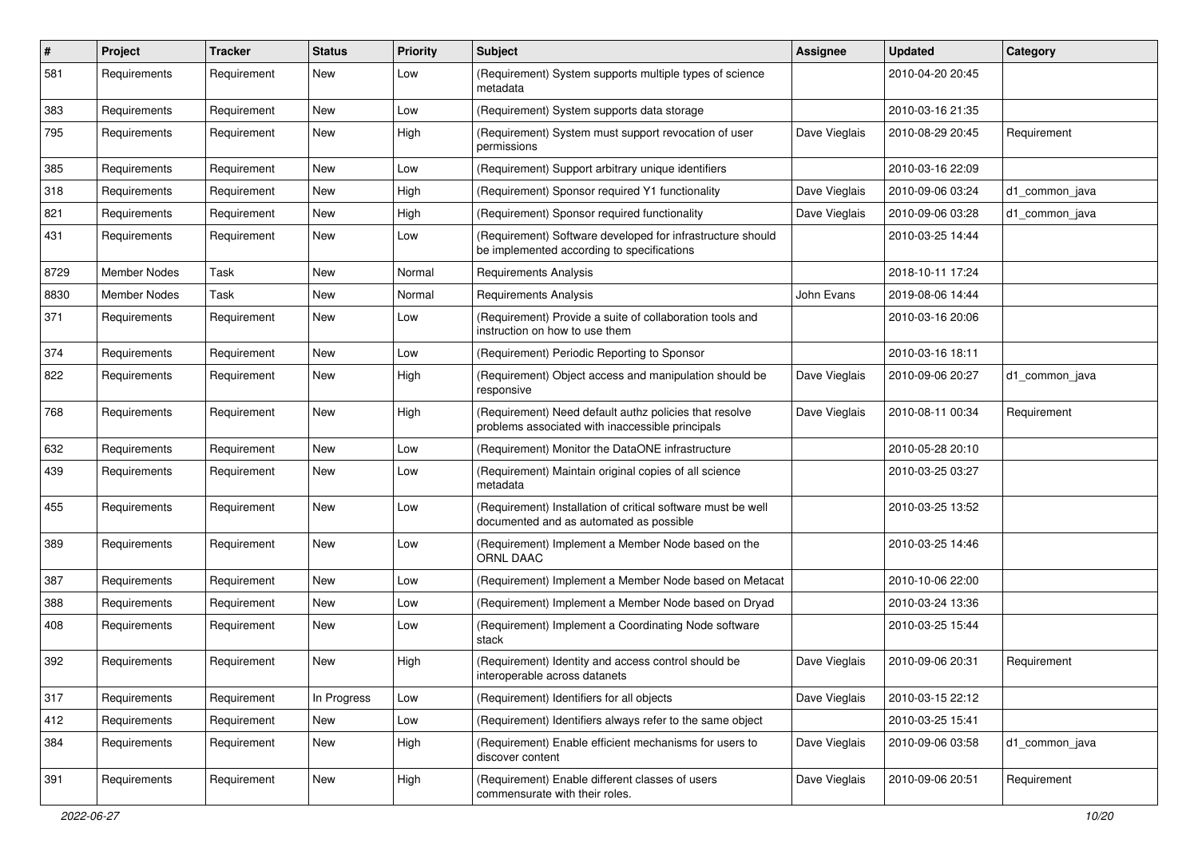| # | Project | Tracker | Status | Priority | Subject | Assignee | Updated | Category |
|---|---|---|---|---|---|---|---|---|
| 581 | Requirements | Requirement | New | Low | (Requirement) System supports multiple types of science metadata | | 2010-04-20 20:45 | |
| 383 | Requirements | Requirement | New | Low | (Requirement) System supports data storage | | 2010-03-16 21:35 | |
| 795 | Requirements | Requirement | New | High | (Requirement) System must support revocation of user permissions | Dave Vieglais | 2010-08-29 20:45 | Requirement |
| 385 | Requirements | Requirement | New | Low | (Requirement) Support arbitrary unique identifiers | | 2010-03-16 22:09 | |
| 318 | Requirements | Requirement | New | High | (Requirement) Sponsor required Y1 functionality | Dave Vieglais | 2010-09-06 03:24 | d1_common_java |
| 821 | Requirements | Requirement | New | High | (Requirement) Sponsor required functionality | Dave Vieglais | 2010-09-06 03:28 | d1_common_java |
| 431 | Requirements | Requirement | New | Low | (Requirement) Software developed for infrastructure should be implemented according to specifications | | 2010-03-25 14:44 | |
| 8729 | Member Nodes | Task | New | Normal | Requirements Analysis | | 2018-10-11 17:24 | |
| 8830 | Member Nodes | Task | New | Normal | Requirements Analysis | John Evans | 2019-08-06 14:44 | |
| 371 | Requirements | Requirement | New | Low | (Requirement) Provide a suite of collaboration tools and instruction on how to use them | | 2010-03-16 20:06 | |
| 374 | Requirements | Requirement | New | Low | (Requirement) Periodic Reporting to Sponsor | | 2010-03-16 18:11 | |
| 822 | Requirements | Requirement | New | High | (Requirement) Object access and manipulation should be responsive | Dave Vieglais | 2010-09-06 20:27 | d1_common_java |
| 768 | Requirements | Requirement | New | High | (Requirement) Need default authz policies that resolve problems associated with inaccessible principals | Dave Vieglais | 2010-08-11 00:34 | Requirement |
| 632 | Requirements | Requirement | New | Low | (Requirement) Monitor the DataONE infrastructure | | 2010-05-28 20:10 | |
| 439 | Requirements | Requirement | New | Low | (Requirement) Maintain original copies of all science metadata | | 2010-03-25 03:27 | |
| 455 | Requirements | Requirement | New | Low | (Requirement) Installation of critical software must be well documented and as automated as possible | | 2010-03-25 13:52 | |
| 389 | Requirements | Requirement | New | Low | (Requirement) Implement a Member Node based on the ORNL DAAC | | 2010-03-25 14:46 | |
| 387 | Requirements | Requirement | New | Low | (Requirement) Implement a Member Node based on Metacat | | 2010-10-06 22:00 | |
| 388 | Requirements | Requirement | New | Low | (Requirement) Implement a Member Node based on Dryad | | 2010-03-24 13:36 | |
| 408 | Requirements | Requirement | New | Low | (Requirement) Implement a Coordinating Node software stack | | 2010-03-25 15:44 | |
| 392 | Requirements | Requirement | New | High | (Requirement) Identity and access control should be interoperable across datanets | Dave Vieglais | 2010-09-06 20:31 | Requirement |
| 317 | Requirements | Requirement | In Progress | Low | (Requirement) Identifiers for all objects | Dave Vieglais | 2010-03-15 22:12 | |
| 412 | Requirements | Requirement | New | Low | (Requirement) Identifiers always refer to the same object | | 2010-03-25 15:41 | |
| 384 | Requirements | Requirement | New | High | (Requirement) Enable efficient mechanisms for users to discover content | Dave Vieglais | 2010-09-06 03:58 | d1_common_java |
| 391 | Requirements | Requirement | New | High | (Requirement) Enable different classes of users commensurate with their roles. | Dave Vieglais | 2010-09-06 20:51 | Requirement |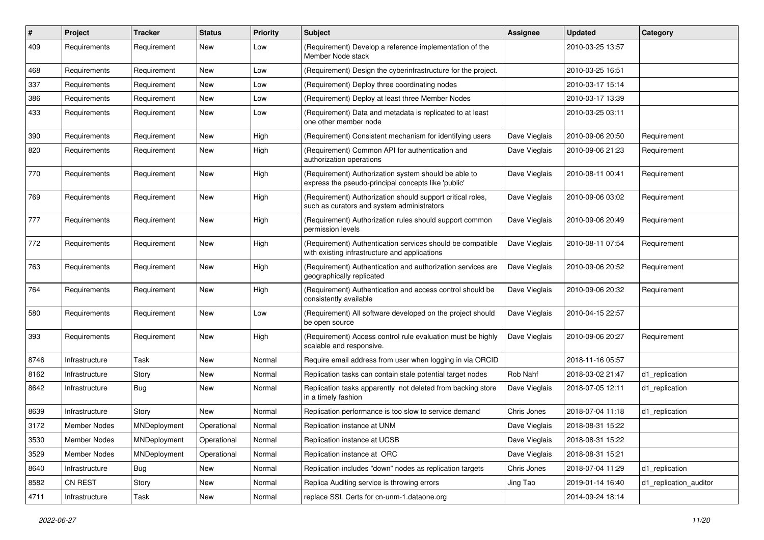| # | Project | Tracker | Status | Priority | Subject | Assignee | Updated | Category |
|---|---|---|---|---|---|---|---|---|
| 409 | Requirements | Requirement | New | Low | (Requirement) Develop a reference implementation of the Member Node stack | | 2010-03-25 13:57 | |
| 468 | Requirements | Requirement | New | Low | (Requirement) Design the cyberinfrastructure for the project. | | 2010-03-25 16:51 | |
| 337 | Requirements | Requirement | New | Low | (Requirement) Deploy three coordinating nodes | | 2010-03-17 15:14 | |
| 386 | Requirements | Requirement | New | Low | (Requirement) Deploy at least three Member Nodes | | 2010-03-17 13:39 | |
| 433 | Requirements | Requirement | New | Low | (Requirement) Data and metadata is replicated to at least one other member node | | 2010-03-25 03:11 | |
| 390 | Requirements | Requirement | New | High | (Requirement) Consistent mechanism for identifying users | Dave Vieglais | 2010-09-06 20:50 | Requirement |
| 820 | Requirements | Requirement | New | High | (Requirement) Common API for authentication and authorization operations | Dave Vieglais | 2010-09-06 21:23 | Requirement |
| 770 | Requirements | Requirement | New | High | (Requirement) Authorization system should be able to express the pseudo-principal concepts like 'public' | Dave Vieglais | 2010-08-11 00:41 | Requirement |
| 769 | Requirements | Requirement | New | High | (Requirement) Authorization should support critical roles, such as curators and system administrators | Dave Vieglais | 2010-09-06 03:02 | Requirement |
| 777 | Requirements | Requirement | New | High | (Requirement) Authorization rules should support common permission levels | Dave Vieglais | 2010-09-06 20:49 | Requirement |
| 772 | Requirements | Requirement | New | High | (Requirement) Authentication services should be compatible with existing infrastructure and applications | Dave Vieglais | 2010-08-11 07:54 | Requirement |
| 763 | Requirements | Requirement | New | High | (Requirement) Authentication and authorization services are geographically replicated | Dave Vieglais | 2010-09-06 20:52 | Requirement |
| 764 | Requirements | Requirement | New | High | (Requirement) Authentication and access control should be consistently available | Dave Vieglais | 2010-09-06 20:32 | Requirement |
| 580 | Requirements | Requirement | New | Low | (Requirement) All software developed on the project should be open source | Dave Vieglais | 2010-04-15 22:57 | |
| 393 | Requirements | Requirement | New | High | (Requirement) Access control rule evaluation must be highly scalable and responsive. | Dave Vieglais | 2010-09-06 20:27 | Requirement |
| 8746 | Infrastructure | Task | New | Normal | Require email address from user when logging in via ORCID | | 2018-11-16 05:57 | |
| 8162 | Infrastructure | Story | New | Normal | Replication tasks can contain stale potential target nodes | Rob Nahf | 2018-03-02 21:47 | d1_replication |
| 8642 | Infrastructure | Bug | New | Normal | Replication tasks apparently not deleted from backing store in a timely fashion | Dave Vieglais | 2018-07-05 12:11 | d1_replication |
| 8639 | Infrastructure | Story | New | Normal | Replication performance is too slow to service demand | Chris Jones | 2018-07-04 11:18 | d1_replication |
| 3172 | Member Nodes | MNDeployment | Operational | Normal | Replication instance at UNM | Dave Vieglais | 2018-08-31 15:22 | |
| 3530 | Member Nodes | MNDeployment | Operational | Normal | Replication instance at UCSB | Dave Vieglais | 2018-08-31 15:22 | |
| 3529 | Member Nodes | MNDeployment | Operational | Normal | Replication instance at ORC | Dave Vieglais | 2018-08-31 15:21 | |
| 8640 | Infrastructure | Bug | New | Normal | Replication includes "down" nodes as replication targets | Chris Jones | 2018-07-04 11:29 | d1_replication |
| 8582 | CN REST | Story | New | Normal | Replica Auditing service is throwing errors | Jing Tao | 2019-01-14 16:40 | d1_replication_auditor |
| 4711 | Infrastructure | Task | New | Normal | replace SSL Certs for cn-unm-1.dataone.org | | 2014-09-24 18:14 | |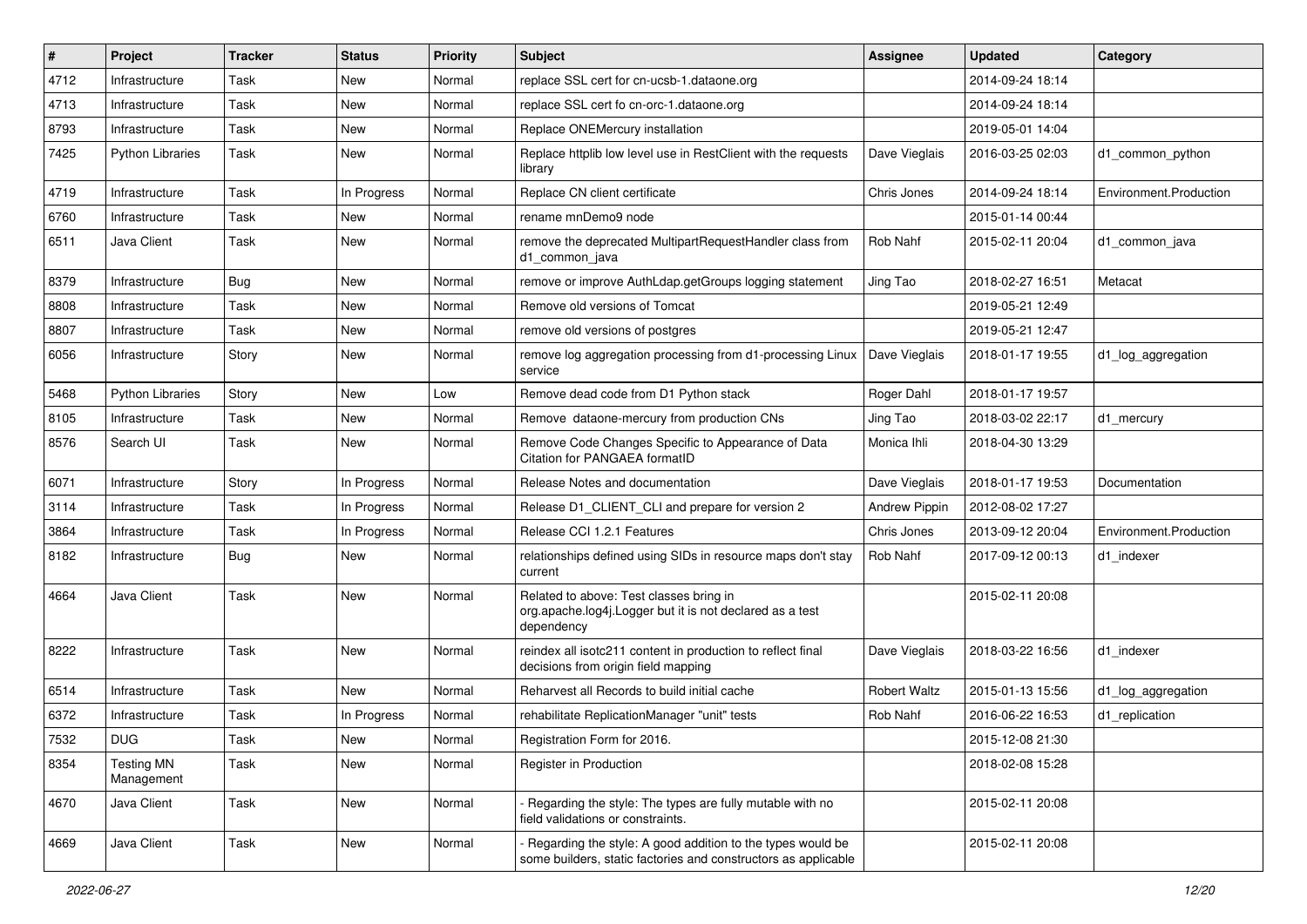| # | Project | Tracker | Status | Priority | Subject | Assignee | Updated | Category |
|---|---|---|---|---|---|---|---|---|
| 4712 | Infrastructure | Task | New | Normal | replace SSL cert for cn-ucsb-1.dataone.org | | 2014-09-24 18:14 | |
| 4713 | Infrastructure | Task | New | Normal | replace SSL cert fo cn-orc-1.dataone.org | | 2014-09-24 18:14 | |
| 8793 | Infrastructure | Task | New | Normal | Replace ONEMercury installation | | 2019-05-01 14:04 | |
| 7425 | Python Libraries | Task | New | Normal | Replace httplib low level use in RestClient with the requests library | Dave Vieglais | 2016-03-25 02:03 | d1_common_python |
| 4719 | Infrastructure | Task | In Progress | Normal | Replace CN client certificate | Chris Jones | 2014-09-24 18:14 | Environment.Production |
| 6760 | Infrastructure | Task | New | Normal | rename mnDemo9 node | | 2015-01-14 00:44 | |
| 6511 | Java Client | Task | New | Normal | remove the deprecated MultipartRequestHandler class from d1_common_java | Rob Nahf | 2015-02-11 20:04 | d1_common_java |
| 8379 | Infrastructure | Bug | New | Normal | remove or improve AuthLdap.getGroups logging statement | Jing Tao | 2018-02-27 16:51 | Metacat |
| 8808 | Infrastructure | Task | New | Normal | Remove old versions of Tomcat | | 2019-05-21 12:49 | |
| 8807 | Infrastructure | Task | New | Normal | remove old versions of postgres | | 2019-05-21 12:47 | |
| 6056 | Infrastructure | Story | New | Normal | remove log aggregation processing from d1-processing Linux service | Dave Vieglais | 2018-01-17 19:55 | d1_log_aggregation |
| 5468 | Python Libraries | Story | New | Low | Remove dead code from D1 Python stack | Roger Dahl | 2018-01-17 19:57 | |
| 8105 | Infrastructure | Task | New | Normal | Remove dataone-mercury from production CNs | Jing Tao | 2018-03-02 22:17 | d1_mercury |
| 8576 | Search UI | Task | New | Normal | Remove Code Changes Specific to Appearance of Data Citation for PANGAEA formatID | Monica Ihli | 2018-04-30 13:29 | |
| 6071 | Infrastructure | Story | In Progress | Normal | Release Notes and documentation | Dave Vieglais | 2018-01-17 19:53 | Documentation |
| 3114 | Infrastructure | Task | In Progress | Normal | Release D1_CLIENT_CLI and prepare for version 2 | Andrew Pippin | 2012-08-02 17:27 | |
| 3864 | Infrastructure | Task | In Progress | Normal | Release CCI 1.2.1 Features | Chris Jones | 2013-09-12 20:04 | Environment.Production |
| 8182 | Infrastructure | Bug | New | Normal | relationships defined using SIDs in resource maps don't stay current | Rob Nahf | 2017-09-12 00:13 | d1_indexer |
| 4664 | Java Client | Task | New | Normal | Related to above: Test classes bring in org.apache.log4j.Logger but it is not declared as a test dependency | | 2015-02-11 20:08 | |
| 8222 | Infrastructure | Task | New | Normal | reindex all isotc211 content in production to reflect final decisions from origin field mapping | Dave Vieglais | 2018-03-22 16:56 | d1_indexer |
| 6514 | Infrastructure | Task | New | Normal | Reharvest all Records to build initial cache | Robert Waltz | 2015-01-13 15:56 | d1_log_aggregation |
| 6372 | Infrastructure | Task | In Progress | Normal | rehabilitate ReplicationManager "unit" tests | Rob Nahf | 2016-06-22 16:53 | d1_replication |
| 7532 | DUG | Task | New | Normal | Registration Form for 2016. | | 2015-12-08 21:30 | |
| 8354 | Testing MN Management | Task | New | Normal | Register in Production | | 2018-02-08 15:28 | |
| 4670 | Java Client | Task | New | Normal | - Regarding the style: The types are fully mutable with no field validations or constraints. | | 2015-02-11 20:08 | |
| 4669 | Java Client | Task | New | Normal | - Regarding the style: A good addition to the types would be some builders, static factories and constructors as applicable | | 2015-02-11 20:08 | |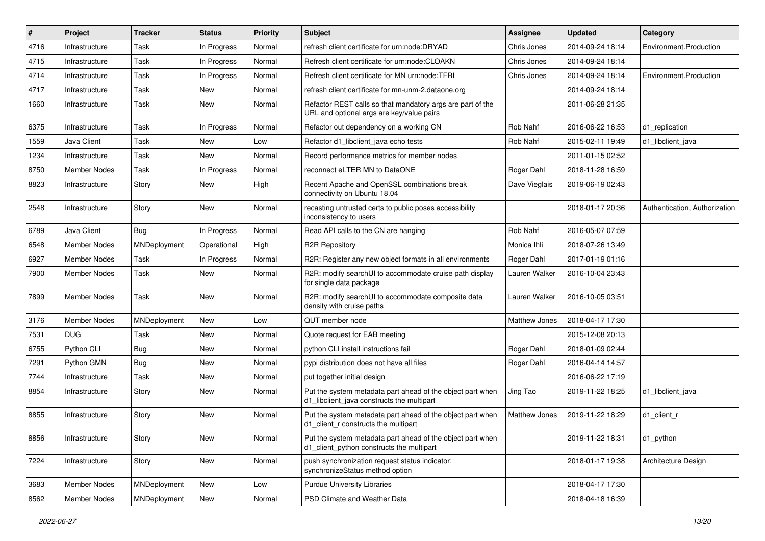| # | Project | Tracker | Status | Priority | Subject | Assignee | Updated | Category |
|---|---|---|---|---|---|---|---|---|
| 4716 | Infrastructure | Task | In Progress | Normal | refresh client certificate for urn:node:DRYAD | Chris Jones | 2014-09-24 18:14 | Environment.Production |
| 4715 | Infrastructure | Task | In Progress | Normal | Refresh client certificate for urn:node:CLOAKN | Chris Jones | 2014-09-24 18:14 | |
| 4714 | Infrastructure | Task | In Progress | Normal | Refresh client certificate for MN urn:node:TFRI | Chris Jones | 2014-09-24 18:14 | Environment.Production |
| 4717 | Infrastructure | Task | New | Normal | refresh client certificate for mn-unm-2.dataone.org | | 2014-09-24 18:14 | |
| 1660 | Infrastructure | Task | New | Normal | Refactor REST calls so that mandatory args are part of the URL and optional args are key/value pairs | | 2011-06-28 21:35 | |
| 6375 | Infrastructure | Task | In Progress | Normal | Refactor out dependency on a working CN | Rob Nahf | 2016-06-22 16:53 | d1_replication |
| 1559 | Java Client | Task | New | Low | Refactor d1_libclient_java echo tests | Rob Nahf | 2015-02-11 19:49 | d1_libclient_java |
| 1234 | Infrastructure | Task | New | Normal | Record performance metrics for member nodes | | 2011-01-15 02:52 | |
| 8750 | Member Nodes | Task | In Progress | Normal | reconnect eLTER MN to DataONE | Roger Dahl | 2018-11-28 16:59 | |
| 8823 | Infrastructure | Story | New | High | Recent Apache and OpenSSL combinations break connectivity on Ubuntu 18.04 | Dave Vieglais | 2019-06-19 02:43 | |
| 2548 | Infrastructure | Story | New | Normal | recasting untrusted certs to public poses accessibility inconsistency to users | | 2018-01-17 20:36 | Authentication, Authorization |
| 6789 | Java Client | Bug | In Progress | Normal | Read API calls to the CN are hanging | Rob Nahf | 2016-05-07 07:59 | |
| 6548 | Member Nodes | MNDeployment | Operational | High | R2R Repository | Monica Ihli | 2018-07-26 13:49 | |
| 6927 | Member Nodes | Task | In Progress | Normal | R2R: Register any new object formats in all environments | Roger Dahl | 2017-01-19 01:16 | |
| 7900 | Member Nodes | Task | New | Normal | R2R: modify searchUI to accommodate cruise path display for single data package | Lauren Walker | 2016-10-04 23:43 | |
| 7899 | Member Nodes | Task | New | Normal | R2R: modify searchUI to accommodate composite data density with cruise paths | Lauren Walker | 2016-10-05 03:51 | |
| 3176 | Member Nodes | MNDeployment | New | Low | QUT member node | Matthew Jones | 2018-04-17 17:30 | |
| 7531 | DUG | Task | New | Normal | Quote request for EAB meeting | | 2015-12-08 20:13 | |
| 6755 | Python CLI | Bug | New | Normal | python CLI install instructions fail | Roger Dahl | 2018-01-09 02:44 | |
| 7291 | Python GMN | Bug | New | Normal | pypi distribution does not have all files | Roger Dahl | 2016-04-14 14:57 | |
| 7744 | Infrastructure | Task | New | Normal | put together initial design | | 2016-06-22 17:19 | |
| 8854 | Infrastructure | Story | New | Normal | Put the system metadata part ahead of the object part when d1_libclient_java constructs the multipart | Jing Tao | 2019-11-22 18:25 | d1_libclient_java |
| 8855 | Infrastructure | Story | New | Normal | Put the system metadata part ahead of the object part when d1_client_r constructs the multipart | Matthew Jones | 2019-11-22 18:29 | d1_client_r |
| 8856 | Infrastructure | Story | New | Normal | Put the system metadata part ahead of the object part when d1_client_python constructs the multipart | | 2019-11-22 18:31 | d1_python |
| 7224 | Infrastructure | Story | New | Normal | push synchronization request status indicator: synchronizeStatus method option | | 2018-01-17 19:38 | Architecture Design |
| 3683 | Member Nodes | MNDeployment | New | Low | Purdue University Libraries | | 2018-04-17 17:30 | |
| 8562 | Member Nodes | MNDeployment | New | Normal | PSD Climate and Weather Data | | 2018-04-18 16:39 | |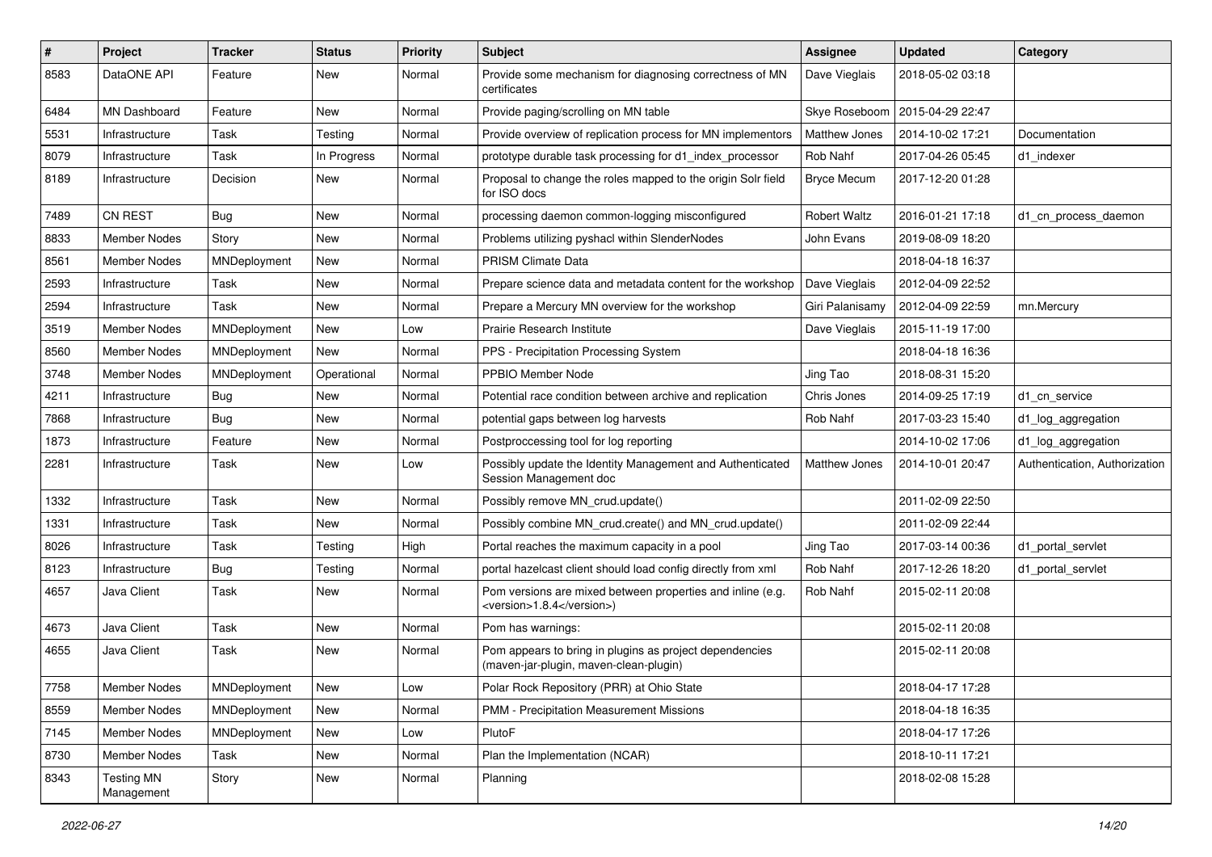| # | Project | Tracker | Status | Priority | Subject | Assignee | Updated | Category |
|---|---|---|---|---|---|---|---|---|
| 8583 | DataONE API | Feature | New | Normal | Provide some mechanism for diagnosing correctness of MN certificates | Dave Vieglais | 2018-05-02 03:18 | |
| 6484 | MN Dashboard | Feature | New | Normal | Provide paging/scrolling on MN table | Skye Roseboom | 2015-04-29 22:47 | |
| 5531 | Infrastructure | Task | Testing | Normal | Provide overview of replication process for MN implementors | Matthew Jones | 2014-10-02 17:21 | Documentation |
| 8079 | Infrastructure | Task | In Progress | Normal | prototype durable task processing for d1_index_processor | Rob Nahf | 2017-04-26 05:45 | d1_indexer |
| 8189 | Infrastructure | Decision | New | Normal | Proposal to change the roles mapped to the origin Solr field for ISO docs | Bryce Mecum | 2017-12-20 01:28 | |
| 7489 | CN REST | Bug | New | Normal | processing daemon common-logging misconfigured | Robert Waltz | 2016-01-21 17:18 | d1_cn_process_daemon |
| 8833 | Member Nodes | Story | New | Normal | Problems utilizing pyshacl within SlenderNodes | John Evans | 2019-08-09 18:20 | |
| 8561 | Member Nodes | MNDeployment | New | Normal | PRISM Climate Data | | 2018-04-18 16:37 | |
| 2593 | Infrastructure | Task | New | Normal | Prepare science data and metadata content for the workshop | Dave Vieglais | 2012-04-09 22:52 | |
| 2594 | Infrastructure | Task | New | Normal | Prepare a Mercury MN overview for the workshop | Giri Palanisamy | 2012-04-09 22:59 | mn.Mercury |
| 3519 | Member Nodes | MNDeployment | New | Low | Prairie Research Institute | Dave Vieglais | 2015-11-19 17:00 | |
| 8560 | Member Nodes | MNDeployment | New | Normal | PPS - Precipitation Processing System | | 2018-04-18 16:36 | |
| 3748 | Member Nodes | MNDeployment | Operational | Normal | PPBIO Member Node | Jing Tao | 2018-08-31 15:20 | |
| 4211 | Infrastructure | Bug | New | Normal | Potential race condition between archive and replication | Chris Jones | 2014-09-25 17:19 | d1_cn_service |
| 7868 | Infrastructure | Bug | New | Normal | potential gaps between log harvests | Rob Nahf | 2017-03-23 15:40 | d1_log_aggregation |
| 1873 | Infrastructure | Feature | New | Normal | Postproccessing tool for log reporting | | 2014-10-02 17:06 | d1_log_aggregation |
| 2281 | Infrastructure | Task | New | Low | Possibly update the Identity Management and Authenticated Session Management doc | Matthew Jones | 2014-10-01 20:47 | Authentication, Authorization |
| 1332 | Infrastructure | Task | New | Normal | Possibly remove MN_crud.update() | | 2011-02-09 22:50 | |
| 1331 | Infrastructure | Task | New | Normal | Possibly combine MN_crud.create() and MN_crud.update() | | 2011-02-09 22:44 | |
| 8026 | Infrastructure | Task | Testing | High | Portal reaches the maximum capacity in a pool | Jing Tao | 2017-03-14 00:36 | d1_portal_servlet |
| 8123 | Infrastructure | Bug | Testing | Normal | portal hazelcast client should load config directly from xml | Rob Nahf | 2017-12-26 18:20 | d1_portal_servlet |
| 4657 | Java Client | Task | New | Normal | Pom versions are mixed between properties and inline (e.g. <version>1.8.4</version>) | Rob Nahf | 2015-02-11 20:08 | |
| 4673 | Java Client | Task | New | Normal | Pom has warnings: | | 2015-02-11 20:08 | |
| 4655 | Java Client | Task | New | Normal | Pom appears to bring in plugins as project dependencies (maven-jar-plugin, maven-clean-plugin) | | 2015-02-11 20:08 | |
| 7758 | Member Nodes | MNDeployment | New | Low | Polar Rock Repository (PRR) at Ohio State | | 2018-04-17 17:28 | |
| 8559 | Member Nodes | MNDeployment | New | Normal | PMM - Precipitation Measurement Missions | | 2018-04-18 16:35 | |
| 7145 | Member Nodes | MNDeployment | New | Low | PlutoF | | 2018-04-17 17:26 | |
| 8730 | Member Nodes | Task | New | Normal | Plan the Implementation (NCAR) | | 2018-10-11 17:21 | |
| 8343 | Testing MN Management | Story | New | Normal | Planning | | 2018-02-08 15:28 | |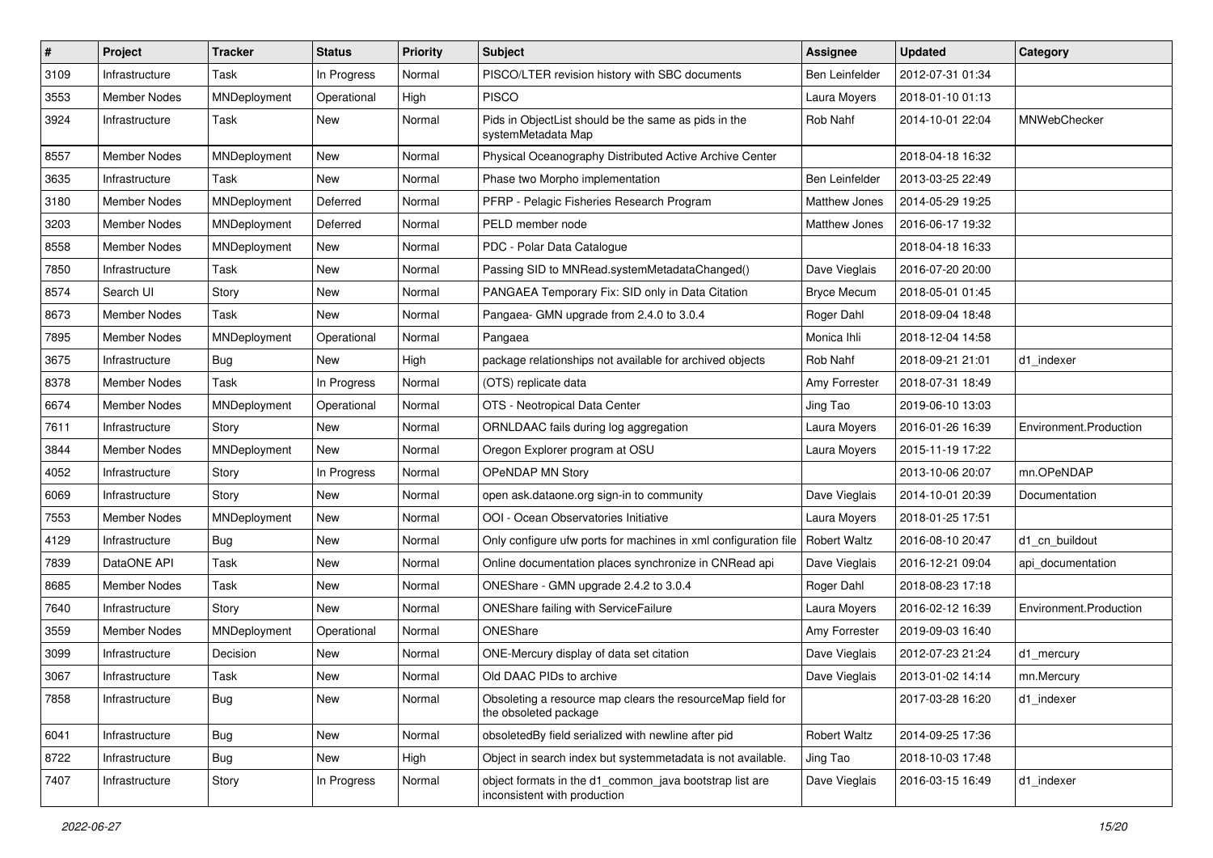| # | Project | Tracker | Status | Priority | Subject | Assignee | Updated | Category |
|---|---|---|---|---|---|---|---|---|
| 3109 | Infrastructure | Task | In Progress | Normal | PISCO/LTER revision history with SBC documents | Ben Leinfelder | 2012-07-31 01:34 | |
| 3553 | Member Nodes | MNDeployment | Operational | High | PISCO | Laura Moyers | 2018-01-10 01:13 | |
| 3924 | Infrastructure | Task | New | Normal | Pids in ObjectList should be the same as pids in the systemMetadata Map | Rob Nahf | 2014-10-01 22:04 | MNWebChecker |
| 8557 | Member Nodes | MNDeployment | New | Normal | Physical Oceanography Distributed Active Archive Center | | 2018-04-18 16:32 | |
| 3635 | Infrastructure | Task | New | Normal | Phase two Morpho implementation | Ben Leinfelder | 2013-03-25 22:49 | |
| 3180 | Member Nodes | MNDeployment | Deferred | Normal | PFRP - Pelagic Fisheries Research Program | Matthew Jones | 2014-05-29 19:25 | |
| 3203 | Member Nodes | MNDeployment | Deferred | Normal | PELD member node | Matthew Jones | 2016-06-17 19:32 | |
| 8558 | Member Nodes | MNDeployment | New | Normal | PDC - Polar Data Catalogue | | 2018-04-18 16:33 | |
| 7850 | Infrastructure | Task | New | Normal | Passing SID to MNRead.systemMetadataChanged() | Dave Vieglais | 2016-07-20 20:00 | |
| 8574 | Search UI | Story | New | Normal | PANGAEA Temporary Fix: SID only in Data Citation | Bryce Mecum | 2018-05-01 01:45 | |
| 8673 | Member Nodes | Task | New | Normal | Pangaea- GMN upgrade from 2.4.0 to 3.0.4 | Roger Dahl | 2018-09-04 18:48 | |
| 7895 | Member Nodes | MNDeployment | Operational | Normal | Pangaea | Monica Ihli | 2018-12-04 14:58 | |
| 3675 | Infrastructure | Bug | New | High | package relationships not available for archived objects | Rob Nahf | 2018-09-21 21:01 | d1_indexer |
| 8378 | Member Nodes | Task | In Progress | Normal | (OTS) replicate data | Amy Forrester | 2018-07-31 18:49 | |
| 6674 | Member Nodes | MNDeployment | Operational | Normal | OTS - Neotropical Data Center | Jing Tao | 2019-06-10 13:03 | |
| 7611 | Infrastructure | Story | New | Normal | ORNLDAAC fails during log aggregation | Laura Moyers | 2016-01-26 16:39 | Environment.Production |
| 3844 | Member Nodes | MNDeployment | New | Normal | Oregon Explorer program at OSU | Laura Moyers | 2015-11-19 17:22 | |
| 4052 | Infrastructure | Story | In Progress | Normal | OPeNDAP MN Story | | 2013-10-06 20:07 | mn.OPeNDAP |
| 6069 | Infrastructure | Story | New | Normal | open ask.dataone.org sign-in to community | Dave Vieglais | 2014-10-01 20:39 | Documentation |
| 7553 | Member Nodes | MNDeployment | New | Normal | OOI - Ocean Observatories Initiative | Laura Moyers | 2018-01-25 17:51 | |
| 4129 | Infrastructure | Bug | New | Normal | Only configure ufw ports for machines in xml configuration file | Robert Waltz | 2016-08-10 20:47 | d1_cn_buildout |
| 7839 | DataONE API | Task | New | Normal | Online documentation places synchronize in CNRead api | Dave Vieglais | 2016-12-21 09:04 | api_documentation |
| 8685 | Member Nodes | Task | New | Normal | ONEShare - GMN upgrade 2.4.2 to 3.0.4 | Roger Dahl | 2018-08-23 17:18 | |
| 7640 | Infrastructure | Story | New | Normal | ONEShare failing with ServiceFailure | Laura Moyers | 2016-02-12 16:39 | Environment.Production |
| 3559 | Member Nodes | MNDeployment | Operational | Normal | ONEShare | Amy Forrester | 2019-09-03 16:40 | |
| 3099 | Infrastructure | Decision | New | Normal | ONE-Mercury display of data set citation | Dave Vieglais | 2012-07-23 21:24 | d1_mercury |
| 3067 | Infrastructure | Task | New | Normal | Old DAAC PIDs to archive | Dave Vieglais | 2013-01-02 14:14 | mn.Mercury |
| 7858 | Infrastructure | Bug | New | Normal | Obsoleting a resource map clears the resourceMap field for the obsoleted package | | 2017-03-28 16:20 | d1_indexer |
| 6041 | Infrastructure | Bug | New | Normal | obsoletedBy field serialized with newline after pid | Robert Waltz | 2014-09-25 17:36 | |
| 8722 | Infrastructure | Bug | New | High | Object in search index but systemmetadata is not available. | Jing Tao | 2018-10-03 17:48 | |
| 7407 | Infrastructure | Story | In Progress | Normal | object formats in the d1_common_java bootstrap list are inconsistent with production | Dave Vieglais | 2016-03-15 16:49 | d1_indexer |

2022-06-27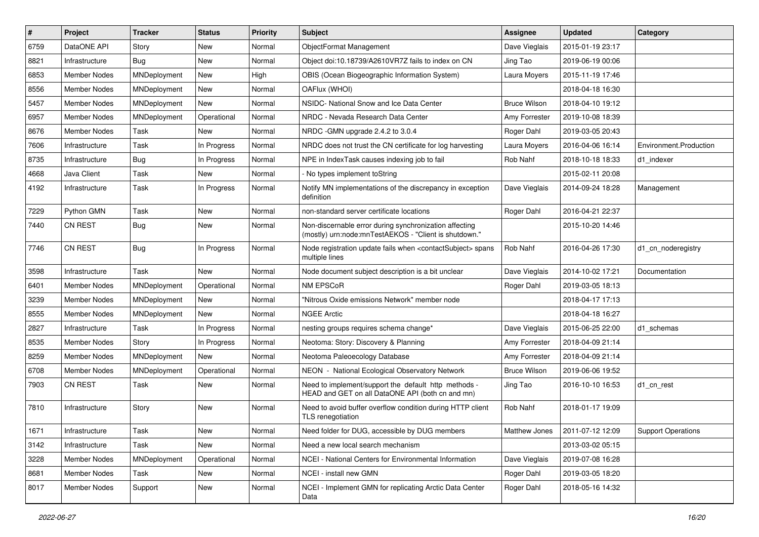| # | Project | Tracker | Status | Priority | Subject | Assignee | Updated | Category |
|---|---|---|---|---|---|---|---|---|
| 6759 | DataONE API | Story | New | Normal | ObjectFormat Management | Dave Vieglais | 2015-01-19 23:17 | |
| 8821 | Infrastructure | Bug | New | Normal | Object doi:10.18739/A2610VR7Z fails to index on CN | Jing Tao | 2019-06-19 00:06 | |
| 6853 | Member Nodes | MNDeployment | New | High | OBIS (Ocean Biogeographic Information System) | Laura Moyers | 2015-11-19 17:46 | |
| 8556 | Member Nodes | MNDeployment | New | Normal | OAFlux (WHOI) | | 2018-04-18 16:30 | |
| 5457 | Member Nodes | MNDeployment | New | Normal | NSIDC- National Snow and Ice Data Center | Bruce Wilson | 2018-04-10 19:12 | |
| 6957 | Member Nodes | MNDeployment | Operational | Normal | NRDC - Nevada Research Data Center | Amy Forrester | 2019-10-08 18:39 | |
| 8676 | Member Nodes | Task | New | Normal | NRDC -GMN upgrade 2.4.2 to 3.0.4 | Roger Dahl | 2019-03-05 20:43 | |
| 7606 | Infrastructure | Task | In Progress | Normal | NRDC does not trust the CN certificate for log harvesting | Laura Moyers | 2016-04-06 16:14 | Environment.Production |
| 8735 | Infrastructure | Bug | In Progress | Normal | NPE in IndexTask causes indexing job to fail | Rob Nahf | 2018-10-18 18:33 | d1_indexer |
| 4668 | Java Client | Task | New | Normal | - No types implement toString | | 2015-02-11 20:08 | |
| 4192 | Infrastructure | Task | In Progress | Normal | Notify MN implementations of the discrepancy in exception definition | Dave Vieglais | 2014-09-24 18:28 | Management |
| 7229 | Python GMN | Task | New | Normal | non-standard server certificate locations | Roger Dahl | 2016-04-21 22:37 | |
| 7440 | CN REST | Bug | New | Normal | Non-discernable error during synchronization affecting (mostly) urn:node:mnTestAEKOS - "Client is shutdown." | | 2015-10-20 14:46 | |
| 7746 | CN REST | Bug | In Progress | Normal | Node registration update fails when <contactSubject> spans multiple lines | Rob Nahf | 2016-04-26 17:30 | d1_cn_noderegistry |
| 3598 | Infrastructure | Task | New | Normal | Node document subject description is a bit unclear | Dave Vieglais | 2014-10-02 17:21 | Documentation |
| 6401 | Member Nodes | MNDeployment | Operational | Normal | NM EPSCoR | Roger Dahl | 2019-03-05 18:13 | |
| 3239 | Member Nodes | MNDeployment | New | Normal | "Nitrous Oxide emissions Network" member node | | 2018-04-17 17:13 | |
| 8555 | Member Nodes | MNDeployment | New | Normal | NGEE Arctic | | 2018-04-18 16:27 | |
| 2827 | Infrastructure | Task | In Progress | Normal | nesting groups requires schema change* | Dave Vieglais | 2015-06-25 22:00 | d1_schemas |
| 8535 | Member Nodes | Story | In Progress | Normal | Neotoma: Story: Discovery & Planning | Amy Forrester | 2018-04-09 21:14 | |
| 8259 | Member Nodes | MNDeployment | New | Normal | Neotoma Paleoecology Database | Amy Forrester | 2018-04-09 21:14 | |
| 6708 | Member Nodes | MNDeployment | Operational | Normal | NEON - National Ecological Observatory Network | Bruce Wilson | 2019-06-06 19:52 | |
| 7903 | CN REST | Task | New | Normal | Need to implement/support the default http methods - HEAD and GET on all DataONE API (both cn and mn) | Jing Tao | 2016-10-10 16:53 | d1_cn_rest |
| 7810 | Infrastructure | Story | New | Normal | Need to avoid buffer overflow condition during HTTP client TLS renegotiation | Rob Nahf | 2018-01-17 19:09 | |
| 1671 | Infrastructure | Task | New | Normal | Need folder for DUG, accessible by DUG members | Matthew Jones | 2011-07-12 12:09 | Support Operations |
| 3142 | Infrastructure | Task | New | Normal | Need a new local search mechanism | | 2013-03-02 05:15 | |
| 3228 | Member Nodes | MNDeployment | Operational | Normal | NCEI - National Centers for Environmental Information | Dave Vieglais | 2019-07-08 16:28 | |
| 8681 | Member Nodes | Task | New | Normal | NCEI - install new GMN | Roger Dahl | 2019-03-05 18:20 | |
| 8017 | Member Nodes | Support | New | Normal | NCEI - Implement GMN for replicating Arctic Data Center Data | Roger Dahl | 2018-05-16 14:32 | |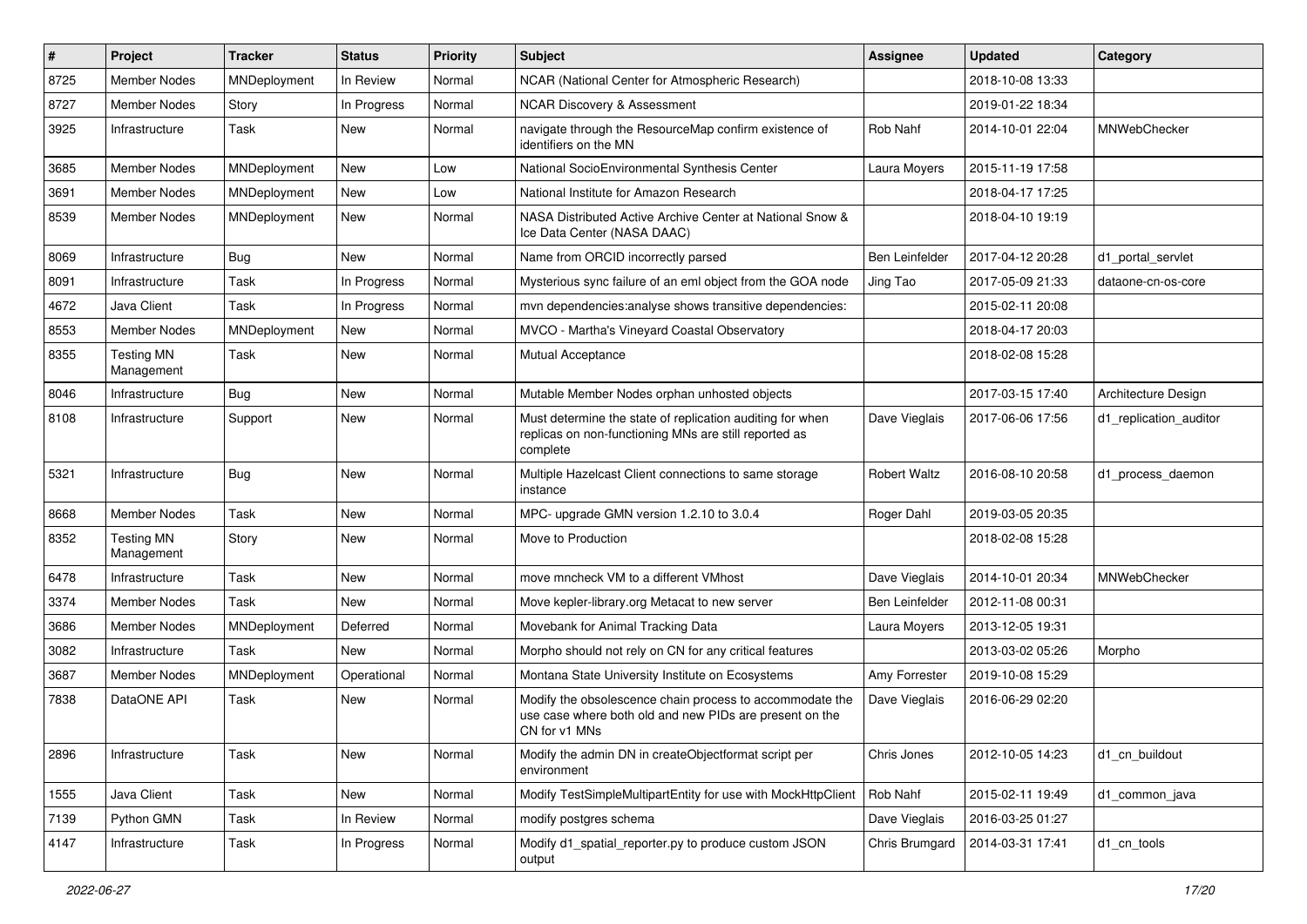| # | Project | Tracker | Status | Priority | Subject | Assignee | Updated | Category |
|---|---|---|---|---|---|---|---|---|
| 8725 | Member Nodes | MNDeployment | In Review | Normal | NCAR (National Center for Atmospheric Research) | | 2018-10-08 13:33 | |
| 8727 | Member Nodes | Story | In Progress | Normal | NCAR Discovery & Assessment | | 2019-01-22 18:34 | |
| 3925 | Infrastructure | Task | New | Normal | navigate through the ResourceMap confirm existence of identifiers on the MN | Rob Nahf | 2014-10-01 22:04 | MNWebChecker |
| 3685 | Member Nodes | MNDeployment | New | Low | National SocioEnvironmental Synthesis Center | Laura Moyers | 2015-11-19 17:58 | |
| 3691 | Member Nodes | MNDeployment | New | Low | National Institute for Amazon Research | | 2018-04-17 17:25 | |
| 8539 | Member Nodes | MNDeployment | New | Normal | NASA Distributed Active Archive Center at National Snow & Ice Data Center (NASA DAAC) | | 2018-04-10 19:19 | |
| 8069 | Infrastructure | Bug | New | Normal | Name from ORCID incorrectly parsed | Ben Leinfelder | 2017-04-12 20:28 | d1_portal_servlet |
| 8091 | Infrastructure | Task | In Progress | Normal | Mysterious sync failure of an eml object from the GOA node | Jing Tao | 2017-05-09 21:33 | dataone-cn-os-core |
| 4672 | Java Client | Task | In Progress | Normal | mvn dependencies:analyse shows transitive dependencies: | | 2015-02-11 20:08 | |
| 8553 | Member Nodes | MNDeployment | New | Normal | MVCO - Martha's Vineyard Coastal Observatory | | 2018-04-17 20:03 | |
| 8355 | Testing MN Management | Task | New | Normal | Mutual Acceptance | | 2018-02-08 15:28 | |
| 8046 | Infrastructure | Bug | New | Normal | Mutable Member Nodes orphan unhosted objects | | 2017-03-15 17:40 | Architecture Design |
| 8108 | Infrastructure | Support | New | Normal | Must determine the state of replication auditing for when replicas on non-functioning MNs are still reported as complete | Dave Vieglais | 2017-06-06 17:56 | d1_replication_auditor |
| 5321 | Infrastructure | Bug | New | Normal | Multiple Hazelcast Client connections to same storage instance | Robert Waltz | 2016-08-10 20:58 | d1_process_daemon |
| 8668 | Member Nodes | Task | New | Normal | MPC- upgrade GMN version 1.2.10 to 3.0.4 | Roger Dahl | 2019-03-05 20:35 | |
| 8352 | Testing MN Management | Story | New | Normal | Move to Production | | 2018-02-08 15:28 | |
| 6478 | Infrastructure | Task | New | Normal | move mncheck VM to a different VMhost | Dave Vieglais | 2014-10-01 20:34 | MNWebChecker |
| 3374 | Member Nodes | Task | New | Normal | Move kepler-library.org Metacat to new server | Ben Leinfelder | 2012-11-08 00:31 | |
| 3686 | Member Nodes | MNDeployment | Deferred | Normal | Movebank for Animal Tracking Data | Laura Moyers | 2013-12-05 19:31 | |
| 3082 | Infrastructure | Task | New | Normal | Morpho should not rely on CN for any critical features | | 2013-03-02 05:26 | Morpho |
| 3687 | Member Nodes | MNDeployment | Operational | Normal | Montana State University Institute on Ecosystems | Amy Forrester | 2019-10-08 15:29 | |
| 7838 | DataONE API | Task | New | Normal | Modify the obsolescence chain process to accommodate the use case where both old and new PIDs are present on the CN for v1 MNs | Dave Vieglais | 2016-06-29 02:20 | |
| 2896 | Infrastructure | Task | New | Normal | Modify the admin DN in createObjectformat script per environment | Chris Jones | 2012-10-05 14:23 | d1_cn_buildout |
| 1555 | Java Client | Task | New | Normal | Modify TestSimpleMultipartEntity for use with MockHttpClient | Rob Nahf | 2015-02-11 19:49 | d1_common_java |
| 7139 | Python GMN | Task | In Review | Normal | modify postgres schema | Dave Vieglais | 2016-03-25 01:27 | |
| 4147 | Infrastructure | Task | In Progress | Normal | Modify d1_spatial_reporter.py to produce custom JSON output | Chris Brumgard | 2014-03-31 17:41 | d1_cn_tools |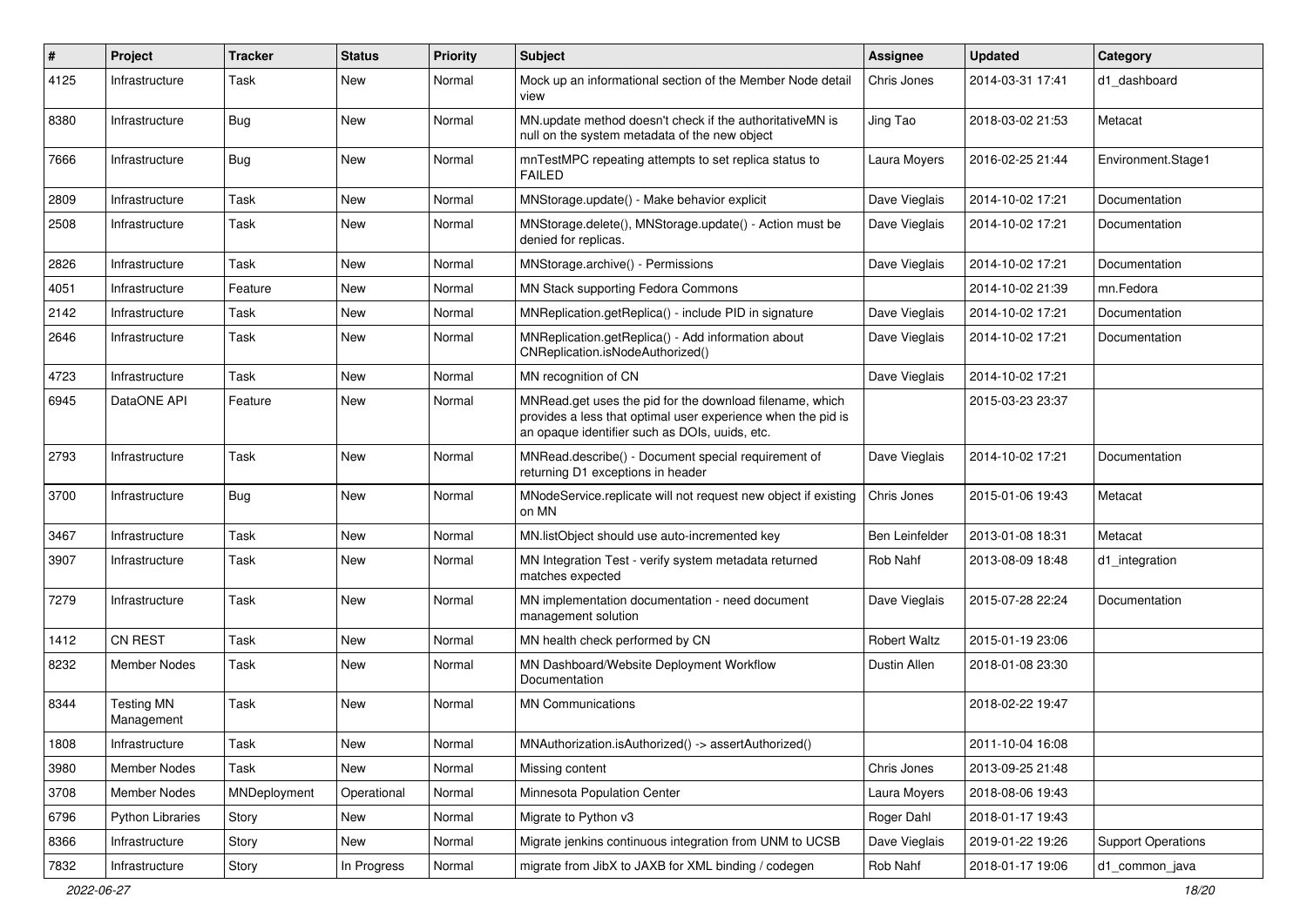| # | Project | Tracker | Status | Priority | Subject | Assignee | Updated | Category |
|---|---|---|---|---|---|---|---|---|
| 4125 | Infrastructure | Task | New | Normal | Mock up an informational section of the Member Node detail view | Chris Jones | 2014-03-31 17:41 | d1_dashboard |
| 8380 | Infrastructure | Bug | New | Normal | MN.update method doesn't check if the authoritativeMN is null on the system metadata of the new object | Jing Tao | 2018-03-02 21:53 | Metacat |
| 7666 | Infrastructure | Bug | New | Normal | mnTestMPC repeating attempts to set replica status to FAILED | Laura Moyers | 2016-02-25 21:44 | Environment.Stage1 |
| 2809 | Infrastructure | Task | New | Normal | MNStorage.update() - Make behavior explicit | Dave Vieglais | 2014-10-02 17:21 | Documentation |
| 2508 | Infrastructure | Task | New | Normal | MNStorage.delete(), MNStorage.update() - Action must be denied for replicas. | Dave Vieglais | 2014-10-02 17:21 | Documentation |
| 2826 | Infrastructure | Task | New | Normal | MNStorage.archive() - Permissions | Dave Vieglais | 2014-10-02 17:21 | Documentation |
| 4051 | Infrastructure | Feature | New | Normal | MN Stack supporting Fedora Commons | | 2014-10-02 21:39 | mn.Fedora |
| 2142 | Infrastructure | Task | New | Normal | MNReplication.getReplica() - include PID in signature | Dave Vieglais | 2014-10-02 17:21 | Documentation |
| 2646 | Infrastructure | Task | New | Normal | MNReplication.getReplica() - Add information about CNReplication.isNodeAuthorized() | Dave Vieglais | 2014-10-02 17:21 | Documentation |
| 4723 | Infrastructure | Task | New | Normal | MN recognition of CN | Dave Vieglais | 2014-10-02 17:21 | |
| 6945 | DataONE API | Feature | New | Normal | MNRead.get uses the pid for the download filename, which provides a less that optimal user experience when the pid is an opaque identifier such as DOIs, uuids, etc. | | 2015-03-23 23:37 | |
| 2793 | Infrastructure | Task | New | Normal | MNRead.describe() - Document special requirement of returning D1 exceptions in header | Dave Vieglais | 2014-10-02 17:21 | Documentation |
| 3700 | Infrastructure | Bug | New | Normal | MNodeService.replicate will not request new object if existing on MN | Chris Jones | 2015-01-06 19:43 | Metacat |
| 3467 | Infrastructure | Task | New | Normal | MN.listObject should use auto-incremented key | Ben Leinfelder | 2013-01-08 18:31 | Metacat |
| 3907 | Infrastructure | Task | New | Normal | MN Integration Test - verify system metadata returned matches expected | Rob Nahf | 2013-08-09 18:48 | d1_integration |
| 7279 | Infrastructure | Task | New | Normal | MN implementation documentation - need document management solution | Dave Vieglais | 2015-07-28 22:24 | Documentation |
| 1412 | CN REST | Task | New | Normal | MN health check performed by CN | Robert Waltz | 2015-01-19 23:06 | |
| 8232 | Member Nodes | Task | New | Normal | MN Dashboard/Website Deployment Workflow Documentation | Dustin Allen | 2018-01-08 23:30 | |
| 8344 | Testing MN Management | Task | New | Normal | MN Communications | | 2018-02-22 19:47 | |
| 1808 | Infrastructure | Task | New | Normal | MNAuthorization.isAuthorized() -> assertAuthorized() | | 2011-10-04 16:08 | |
| 3980 | Member Nodes | Task | New | Normal | Missing content | Chris Jones | 2013-09-25 21:48 | |
| 3708 | Member Nodes | MNDeployment | Operational | Normal | Minnesota Population Center | Laura Moyers | 2018-08-06 19:43 | |
| 6796 | Python Libraries | Story | New | Normal | Migrate to Python v3 | Roger Dahl | 2018-01-17 19:43 | |
| 8366 | Infrastructure | Story | New | Normal | Migrate jenkins continuous integration from UNM to UCSB | Dave Vieglais | 2019-01-22 19:26 | Support Operations |
| 7832 | Infrastructure | Story | In Progress | Normal | migrate from JibX to JAXB for XML binding / codegen | Rob Nahf | 2018-01-17 19:06 | d1_common_java |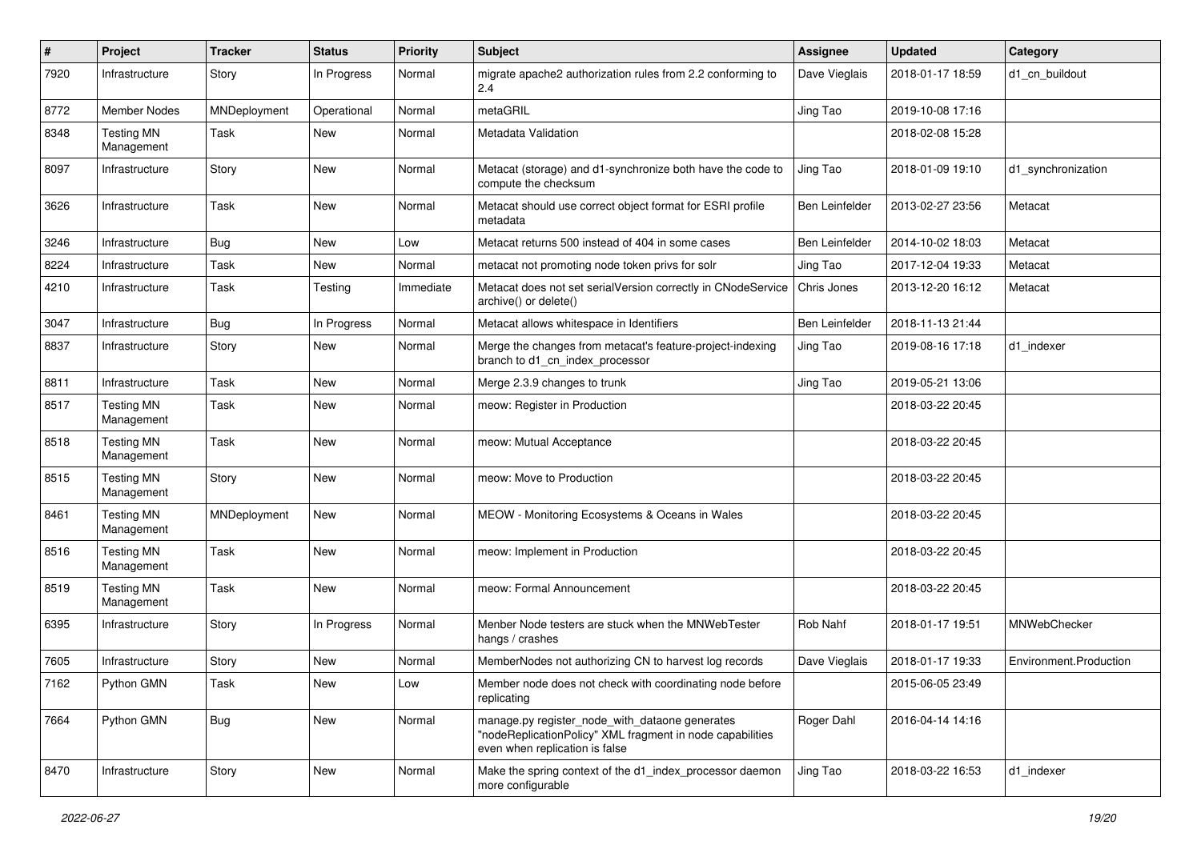| # | Project | Tracker | Status | Priority | Subject | Assignee | Updated | Category |
|---|---|---|---|---|---|---|---|---|
| 7920 | Infrastructure | Story | In Progress | Normal | migrate apache2 authorization rules from 2.2 conforming to 2.4 | Dave Vieglais | 2018-01-17 18:59 | d1_cn_buildout |
| 8772 | Member Nodes | MNDeployment | Operational | Normal | metaGRIL | Jing Tao | 2019-10-08 17:16 | |
| 8348 | Testing MN Management | Task | New | Normal | Metadata Validation | | 2018-02-08 15:28 | |
| 8097 | Infrastructure | Story | New | Normal | Metacat (storage) and d1-synchronize both have the code to compute the checksum | Jing Tao | 2018-01-09 19:10 | d1_synchronization |
| 3626 | Infrastructure | Task | New | Normal | Metacat should use correct object format for ESRI profile metadata | Ben Leinfelder | 2013-02-27 23:56 | Metacat |
| 3246 | Infrastructure | Bug | New | Low | Metacat returns 500 instead of 404 in some cases | Ben Leinfelder | 2014-10-02 18:03 | Metacat |
| 8224 | Infrastructure | Task | New | Normal | metacat not promoting node token privs for solr | Jing Tao | 2017-12-04 19:33 | Metacat |
| 4210 | Infrastructure | Task | Testing | Immediate | Metacat does not set serialVersion correctly in CNodeService archive() or delete() | Chris Jones | 2013-12-20 16:12 | Metacat |
| 3047 | Infrastructure | Bug | In Progress | Normal | Metacat allows whitespace in Identifiers | Ben Leinfelder | 2018-11-13 21:44 | |
| 8837 | Infrastructure | Story | New | Normal | Merge the changes from metacat's feature-project-indexing branch to d1_cn_index_processor | Jing Tao | 2019-08-16 17:18 | d1_indexer |
| 8811 | Infrastructure | Task | New | Normal | Merge 2.3.9 changes to trunk | Jing Tao | 2019-05-21 13:06 | |
| 8517 | Testing MN Management | Task | New | Normal | meow: Register in Production | | 2018-03-22 20:45 | |
| 8518 | Testing MN Management | Task | New | Normal | meow: Mutual Acceptance | | 2018-03-22 20:45 | |
| 8515 | Testing MN Management | Story | New | Normal | meow: Move to Production | | 2018-03-22 20:45 | |
| 8461 | Testing MN Management | MNDeployment | New | Normal | MEOW - Monitoring Ecosystems & Oceans in Wales | | 2018-03-22 20:45 | |
| 8516 | Testing MN Management | Task | New | Normal | meow: Implement in Production | | 2018-03-22 20:45 | |
| 8519 | Testing MN Management | Task | New | Normal | meow: Formal Announcement | | 2018-03-22 20:45 | |
| 6395 | Infrastructure | Story | In Progress | Normal | Menber Node testers are stuck when the MNWebTester hangs / crashes | Rob Nahf | 2018-01-17 19:51 | MNWebChecker |
| 7605 | Infrastructure | Story | New | Normal | MemberNodes not authorizing CN to harvest log records | Dave Vieglais | 2018-01-17 19:33 | Environment.Production |
| 7162 | Python GMN | Task | New | Low | Member node does not check with coordinating node before replicating | | 2015-06-05 23:49 | |
| 7664 | Python GMN | Bug | New | Normal | manage.py register_node_with_dataone generates "nodeReplicationPolicy" XML fragment in node capabilities even when replication is false | Roger Dahl | 2016-04-14 14:16 | |
| 8470 | Infrastructure | Story | New | Normal | Make the spring context of the d1_index_processor daemon more configurable | Jing Tao | 2018-03-22 16:53 | d1_indexer |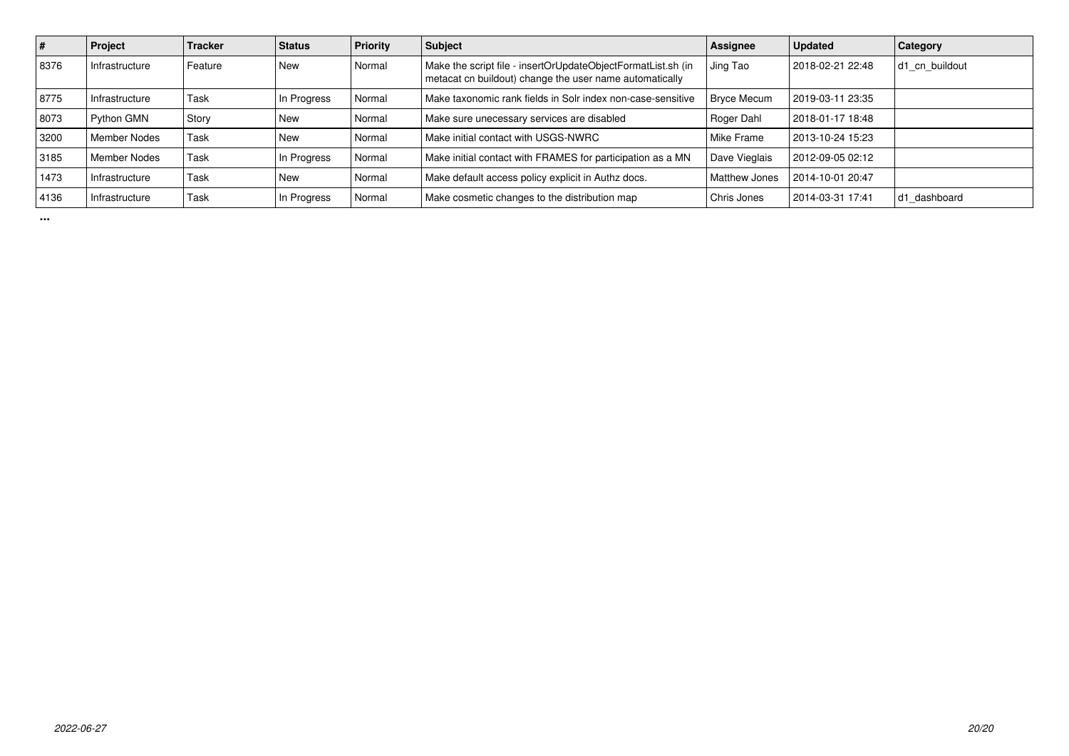| # | Project | Tracker | Status | Priority | Subject | Assignee | Updated | Category |
|---|---|---|---|---|---|---|---|---|
| 8376 | Infrastructure | Feature | New | Normal | Make the script file - insertOrUpdateObjectFormatList.sh (in metacat cn buildout) change the user name automatically | Jing Tao | 2018-02-21 22:48 | d1_cn_buildout |
| 8775 | Infrastructure | Task | In Progress | Normal | Make taxonomic rank fields in Solr index non-case-sensitive | Bryce Mecum | 2019-03-11 23:35 | |
| 8073 | Python GMN | Story | New | Normal | Make sure unecessary services are disabled | Roger Dahl | 2018-01-17 18:48 | |
| 3200 | Member Nodes | Task | New | Normal | Make initial contact with USGS-NWRC | Mike Frame | 2013-10-24 15:23 | |
| 3185 | Member Nodes | Task | In Progress | Normal | Make initial contact with FRAMES for participation as a MN | Dave Vieglais | 2012-09-05 02:12 | |
| 1473 | Infrastructure | Task | New | Normal | Make default access policy explicit in Authz docs. | Matthew Jones | 2014-10-01 20:47 | |
| 4136 | Infrastructure | Task | In Progress | Normal | Make cosmetic changes to the distribution map | Chris Jones | 2014-03-31 17:41 | d1_dashboard |

...